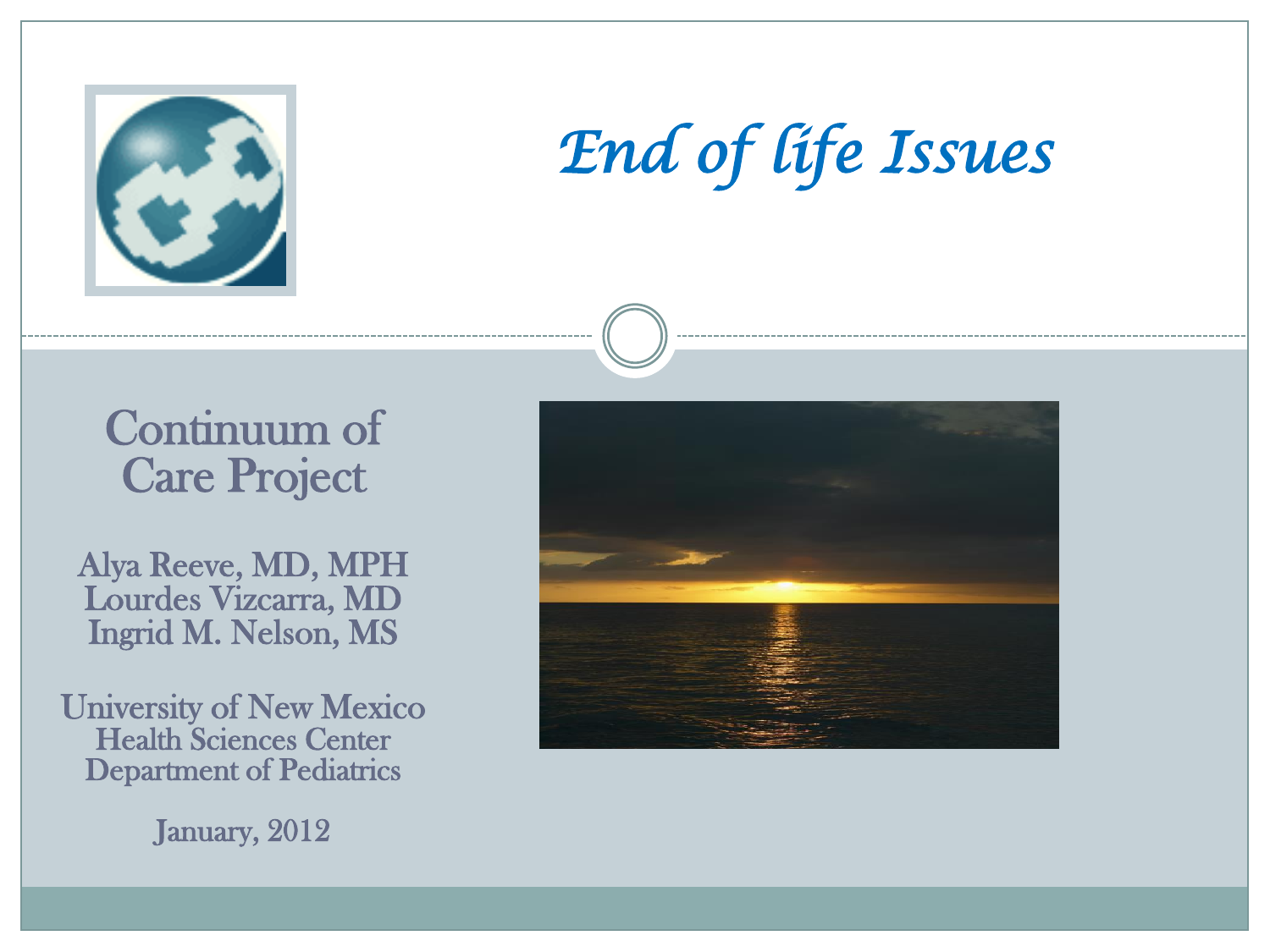# *End of life Issues*

## Continuum of Care Project

Alya Reeve, MD, MPH
Lourdes Vizcarra, MD
Ingrid M. Nelson, MS

University of New Mexico
Health Sciences Center
Department of Pediatrics

January, 2012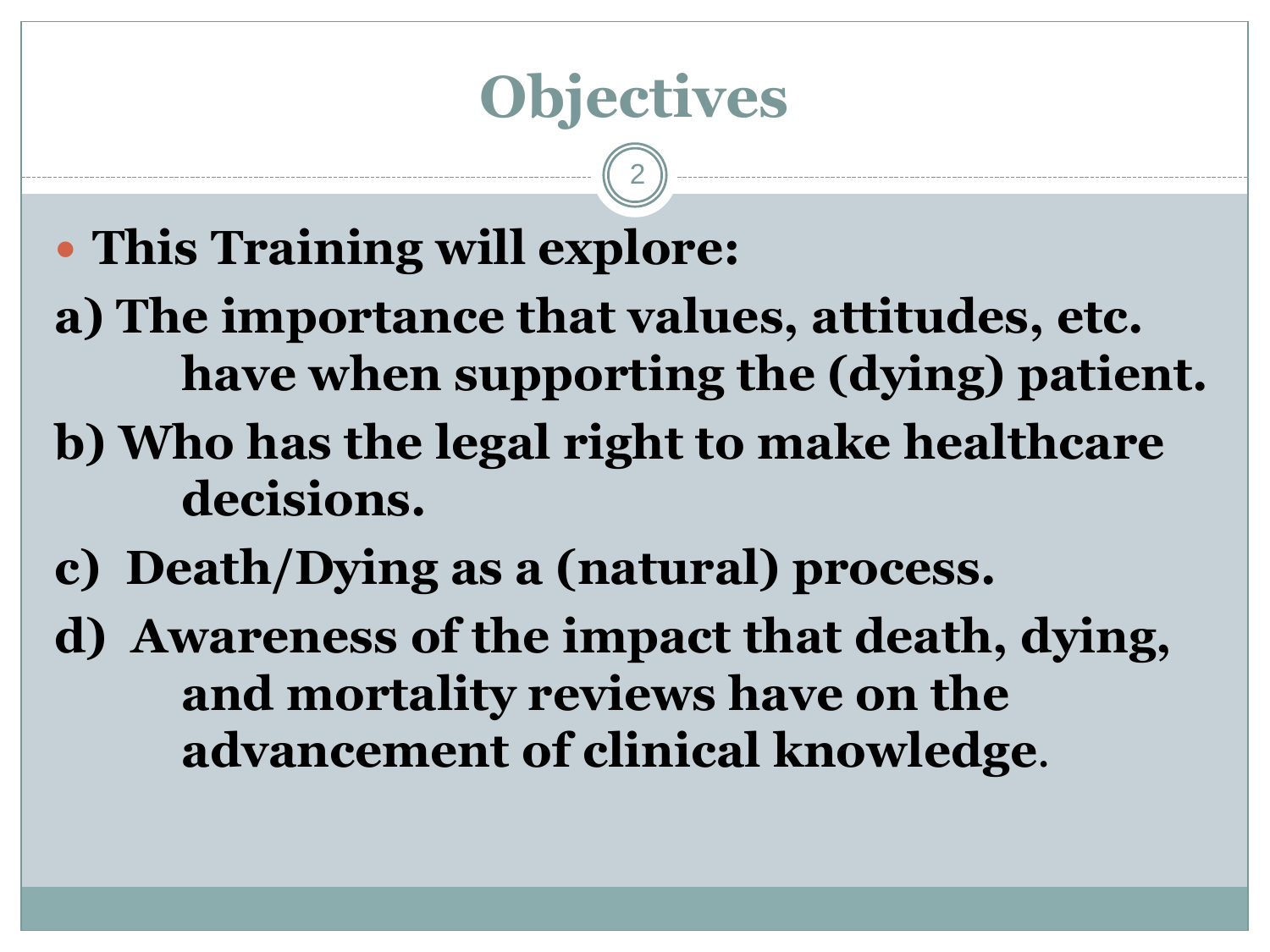# Objectives

- **This Training will explore:**

**a) The importance that values, attitudes, etc. have when supporting the (dying) patient.**

**b) Who has the legal right to make healthcare decisions.**

**c) Death/Dying as a (natural) process.**

**d) Awareness of the impact that death, dying, and mortality reviews have on the advancement of clinical knowledge.**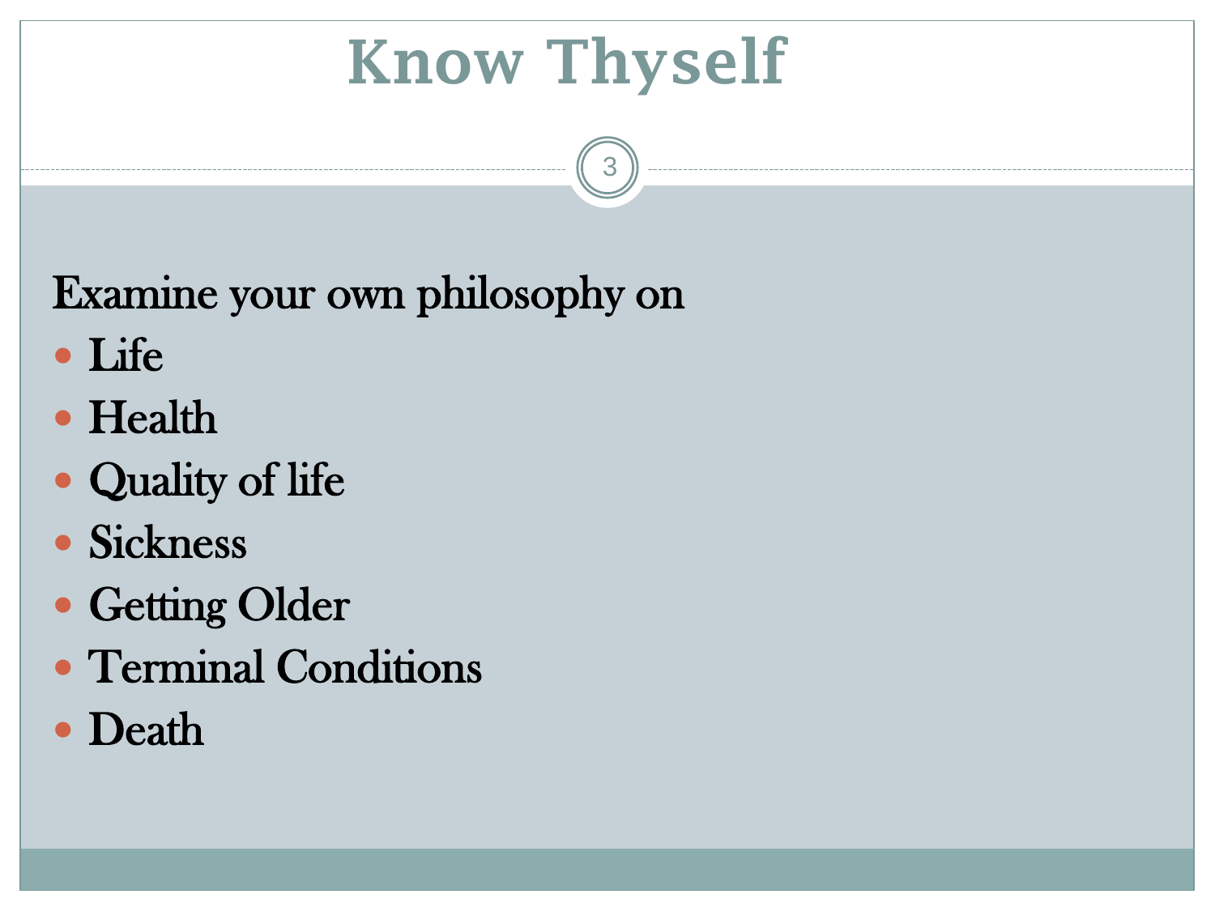# Know Thyself

Examine your own philosophy on

- Life
- Health
- Quality of life
- Sickness
- Getting Older
- Terminal Conditions
- Death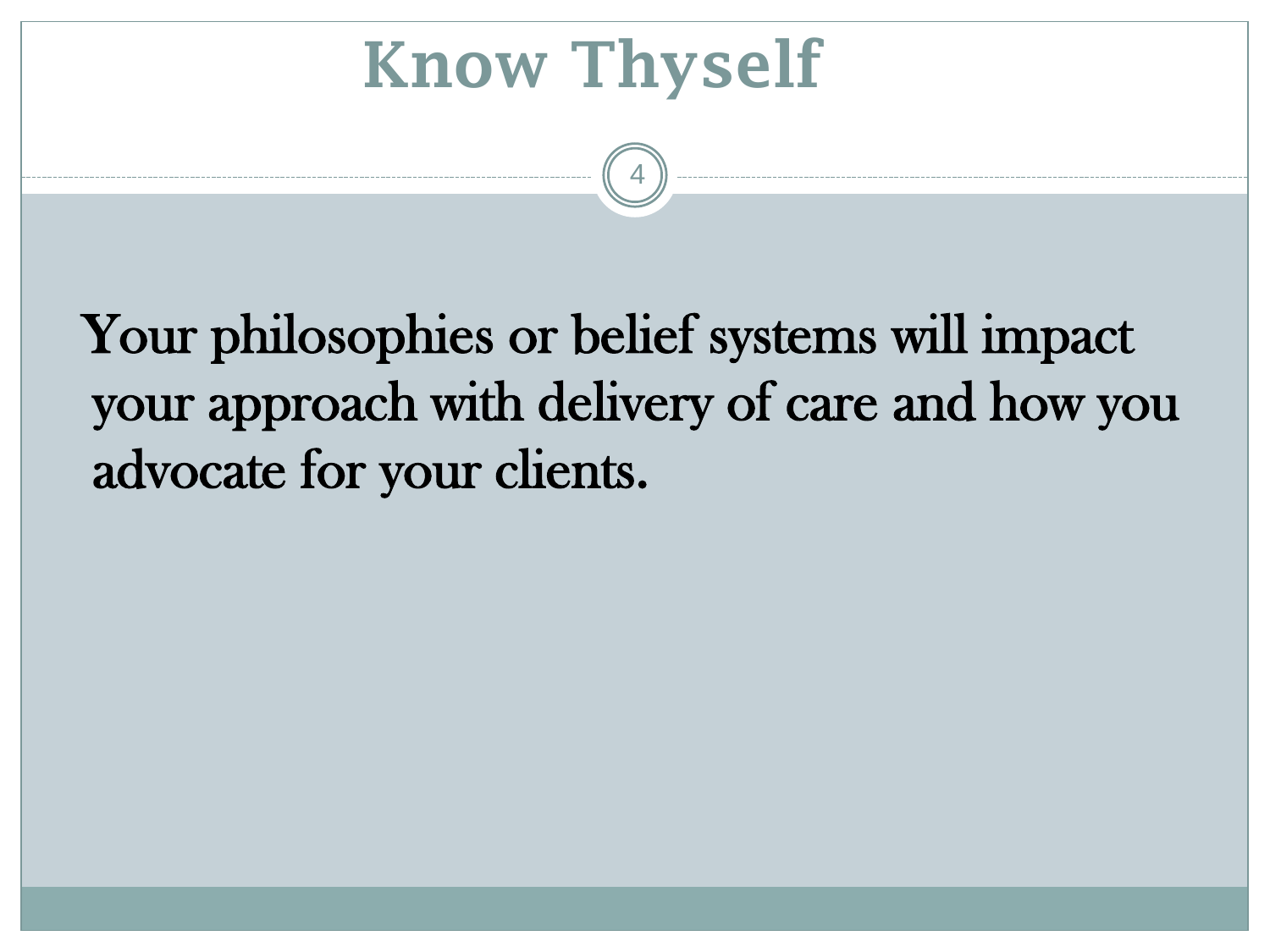# Know Thyself

Your philosophies or belief systems will impact your approach with delivery of care and how you advocate for your clients.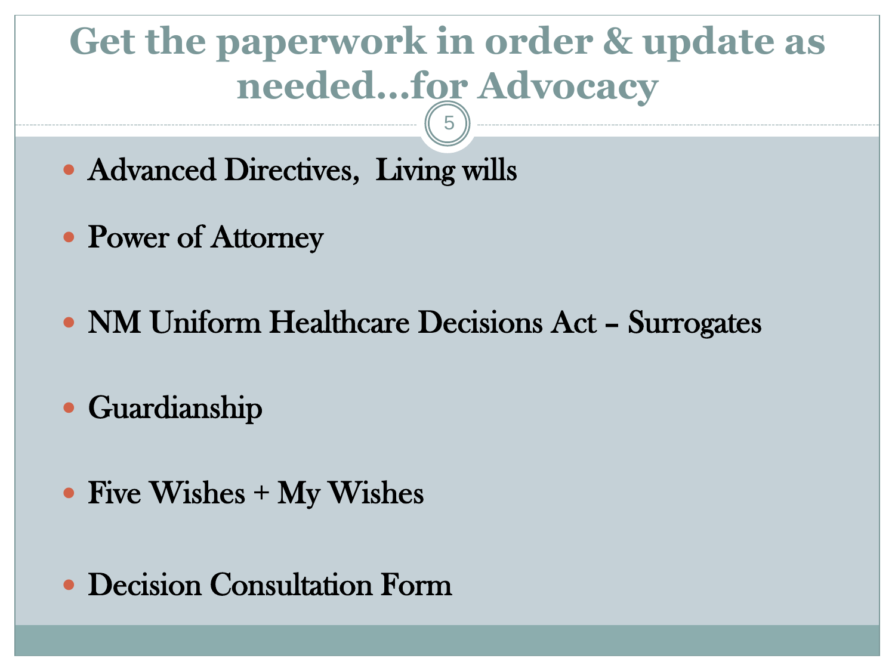# Get the paperwork in order & update as needed…for Advocacy

- Advanced Directives, Living wills
- Power of Attorney
- NM Uniform Healthcare Decisions Act – Surrogates
- Guardianship
- Five Wishes + My Wishes
- Decision Consultation Form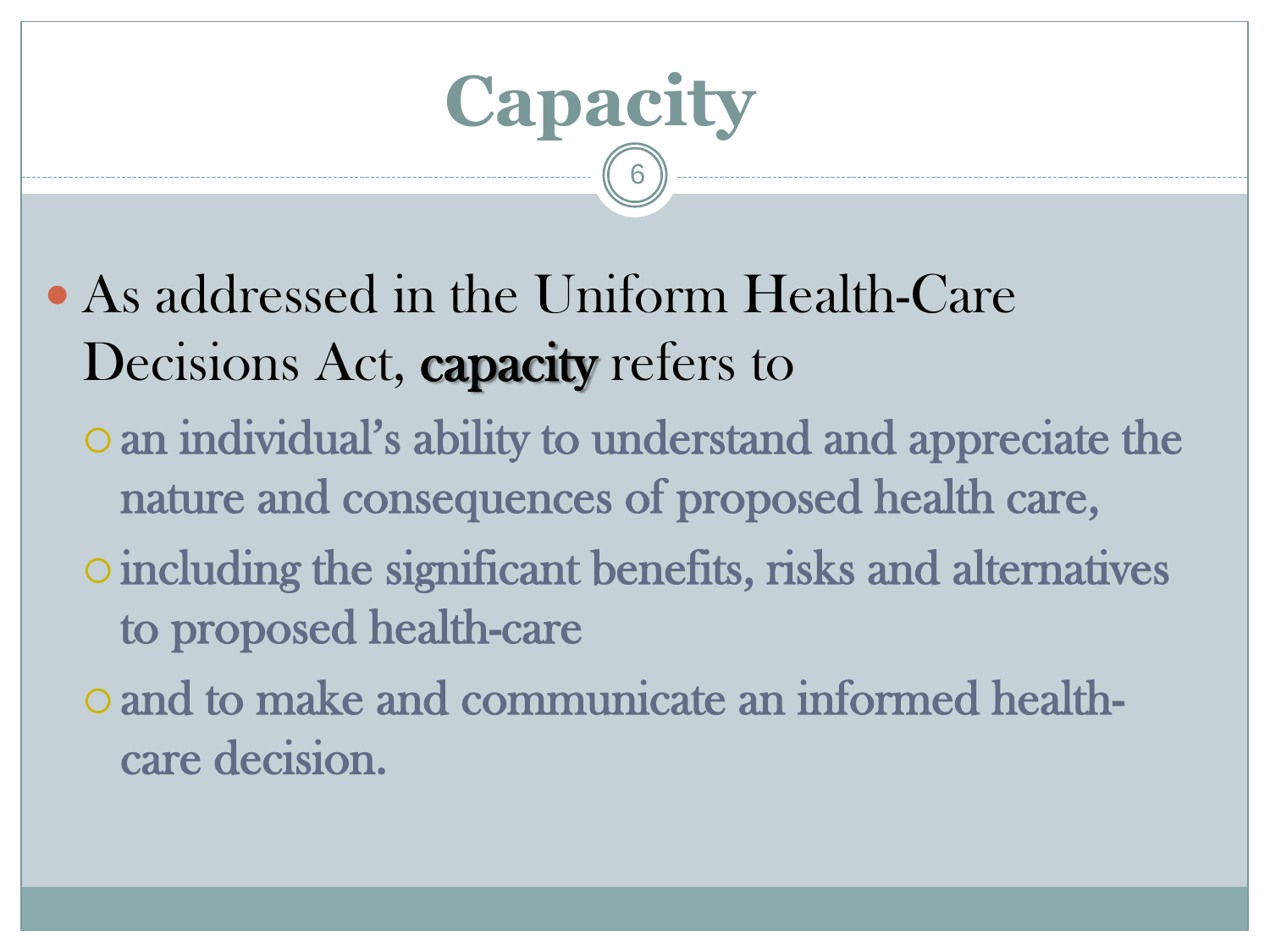# Capacity

- As addressed in the Uniform Health-Care Decisions Act, **capacity** refers to
  - an individual's ability to understand and appreciate the nature and consequences of proposed health care,
  - including the significant benefits, risks and alternatives to proposed health-care
  - and to make and communicate an informed health-care decision.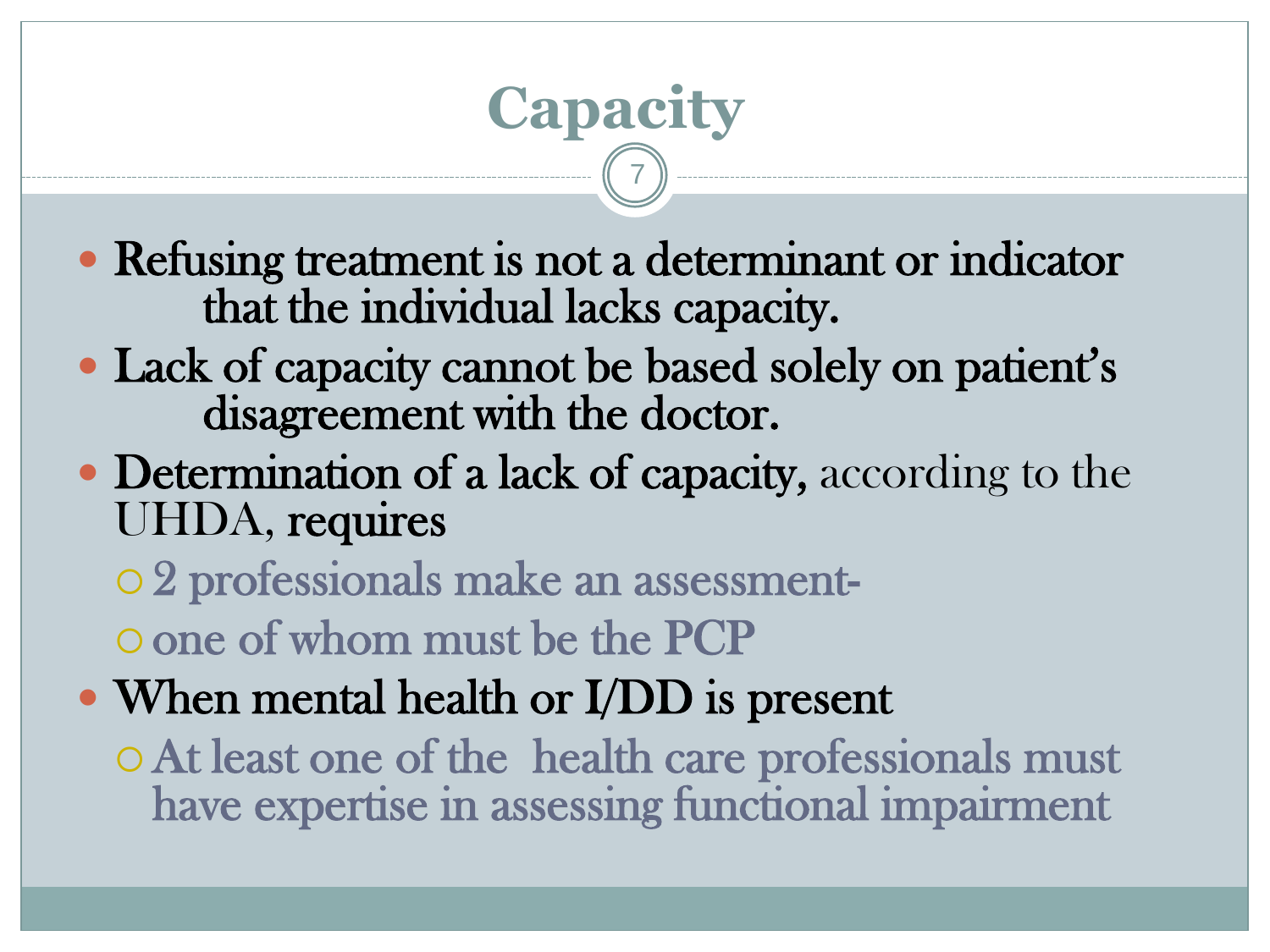# Capacity

- Refusing treatment is not a determinant or indicator that the individual lacks capacity.
- Lack of capacity cannot be based solely on patient's disagreement with the doctor.
- Determination of a lack of capacity, according to the UHDA, requires
  - 2 professionals make an assessment-
  - one of whom must be the PCP
- When mental health or I/DD is present
  - At least one of the health care professionals must have expertise in assessing functional impairment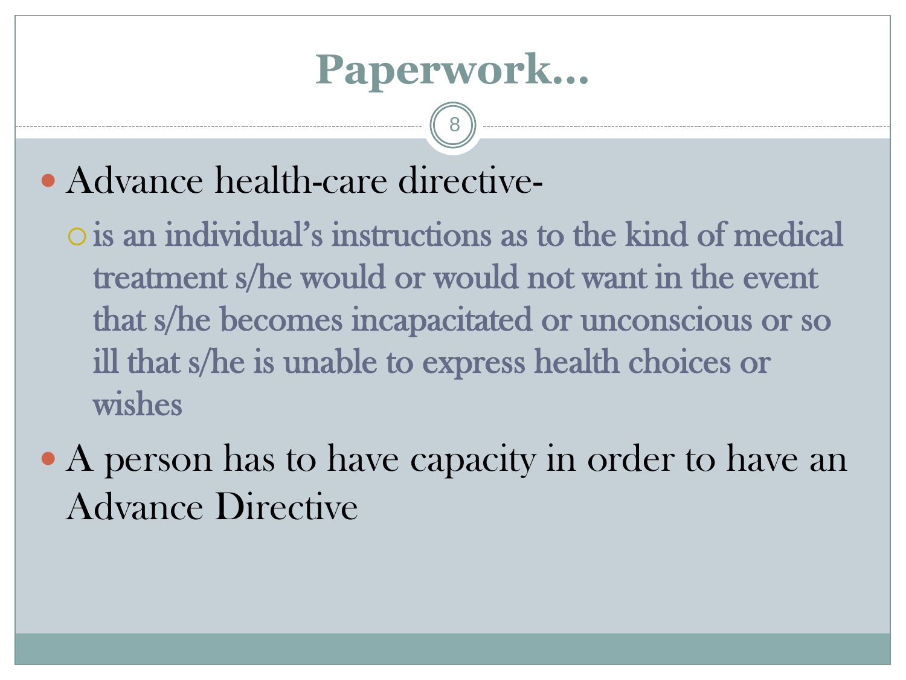# Paperwork…

- Advance health-care directive-
  - is an individual's instructions as to the kind of medical treatment s/he would or would not want in the event that s/he becomes incapacitated or unconscious or so ill that s/he is unable to express health choices or wishes
- A person has to have capacity in order to have an Advance Directive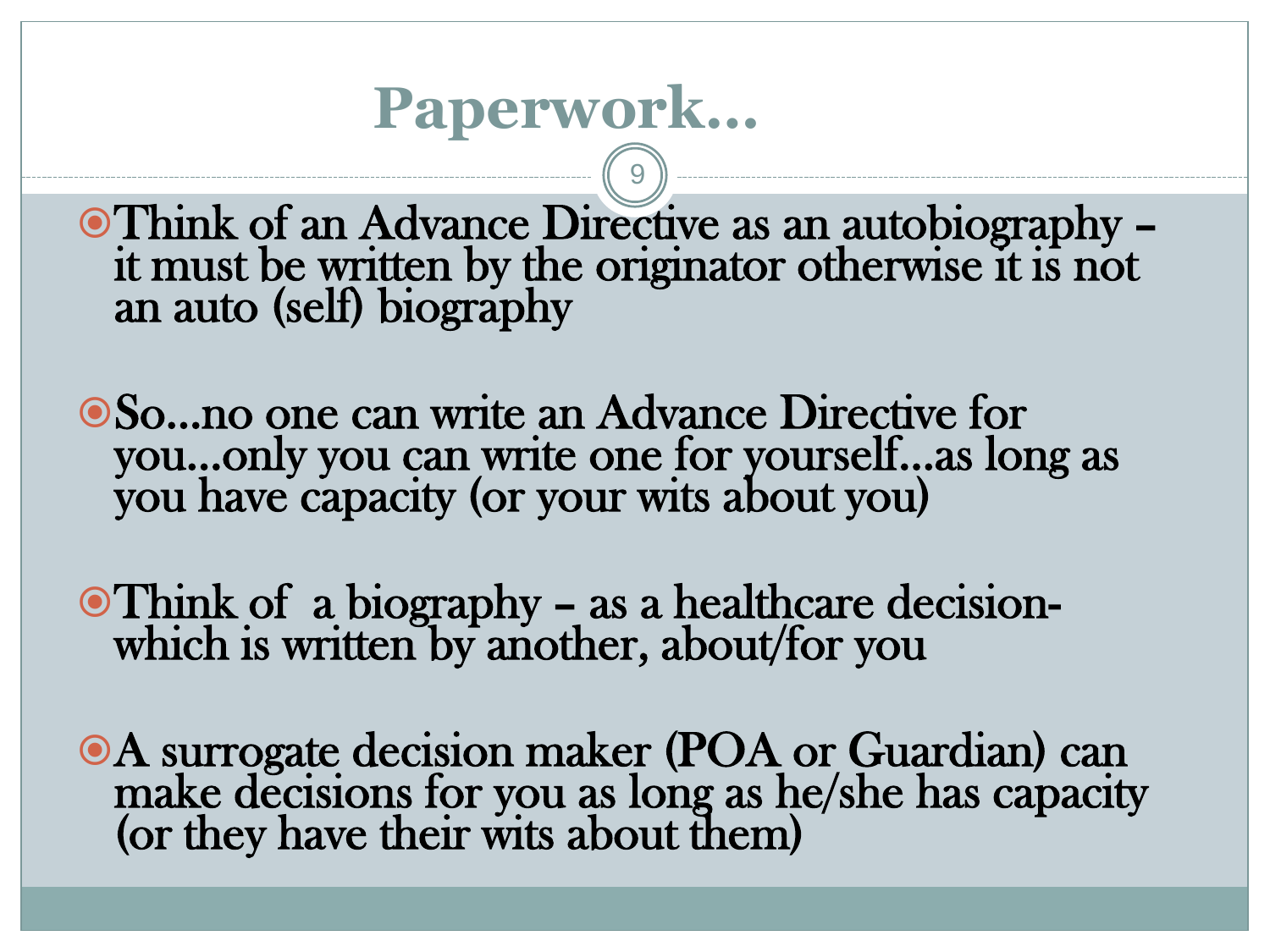# Paperwork...

- Think of an Advance Directive as an autobiography – it must be written by the originator otherwise it is not an auto (self) biography

- So...no one can write an Advance Directive for you...only you can write one for yourself...as long as you have capacity (or your wits about you)

- Think of a biography – as a healthcare decision- which is written by another, about/for you

- A surrogate decision maker (POA or Guardian) can make decisions for you as long as he/she has capacity (or they have their wits about them)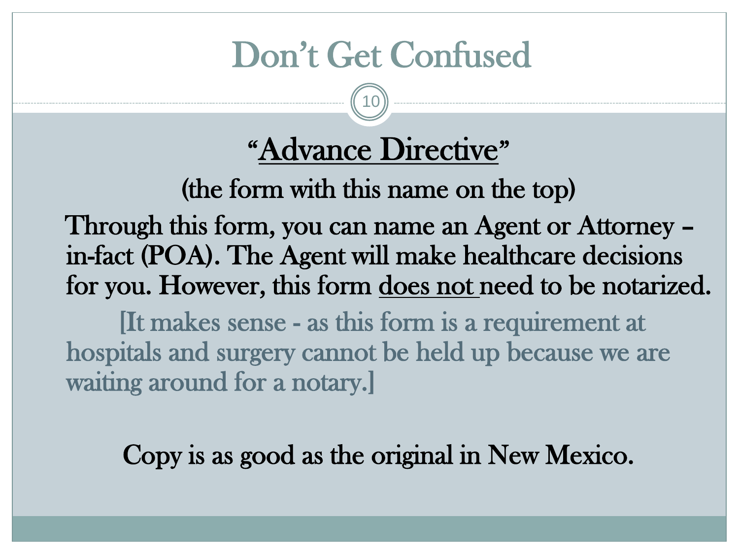# Don't Get Confused

## "<u>Advance Directive</u>"

(the form with this name on the top)

Through this form, you can name an Agent or Attorney – in-fact (POA). The Agent will make healthcare decisions for you. However, this form <u>does not</u> need to be notarized.

[It makes sense - as this form is a requirement at hospitals and surgery cannot be held up because we are waiting around for a notary.]

Copy is as good as the original in New Mexico.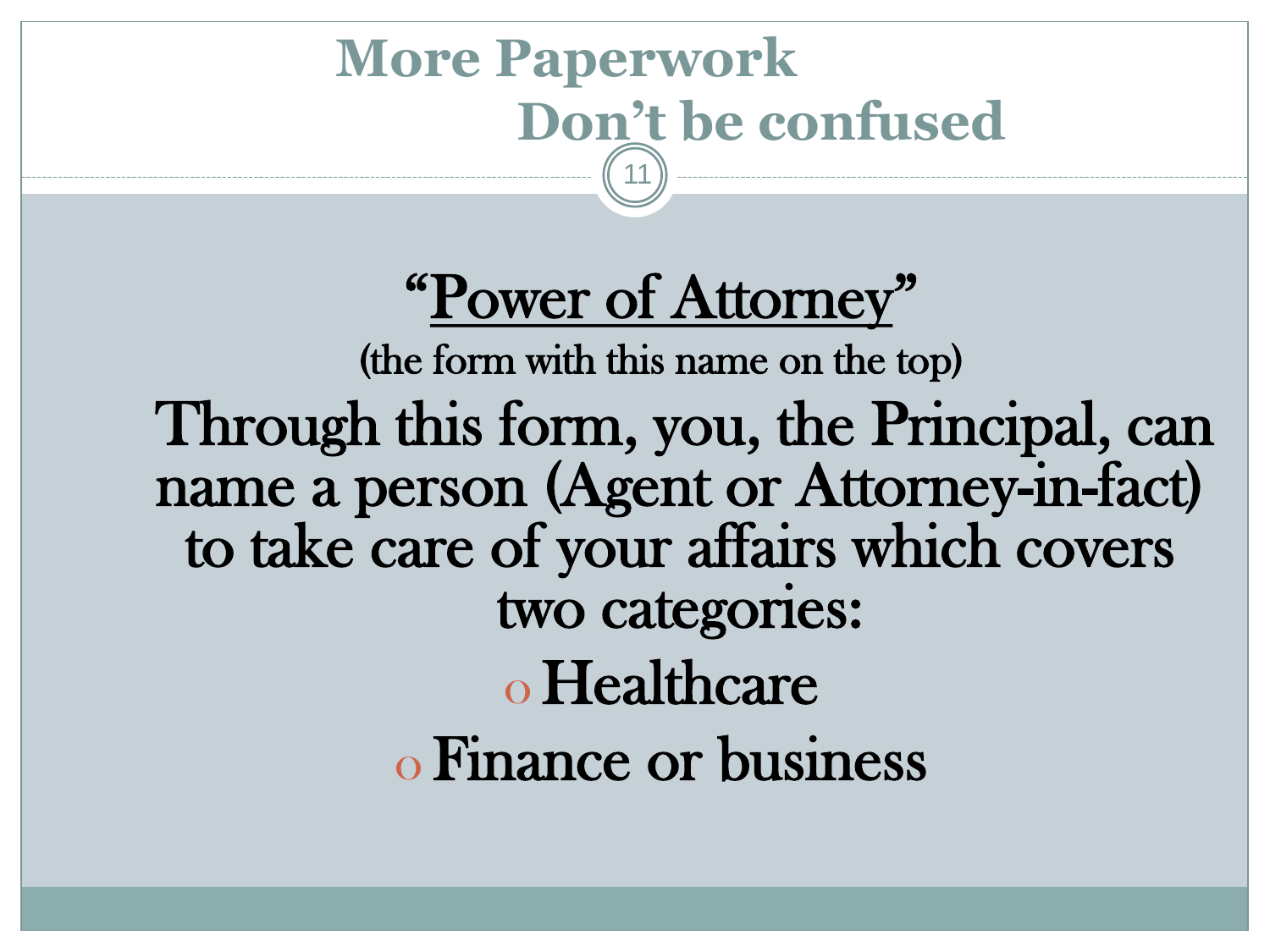# More Paperwork
# Don't be confused

**"Power of Attorney"**

(the form with this name on the top)

Through this form, you, the Principal, can name a person (Agent or Attorney-in-fact) to take care of your affairs which covers two categories:

- Healthcare
- Finance or business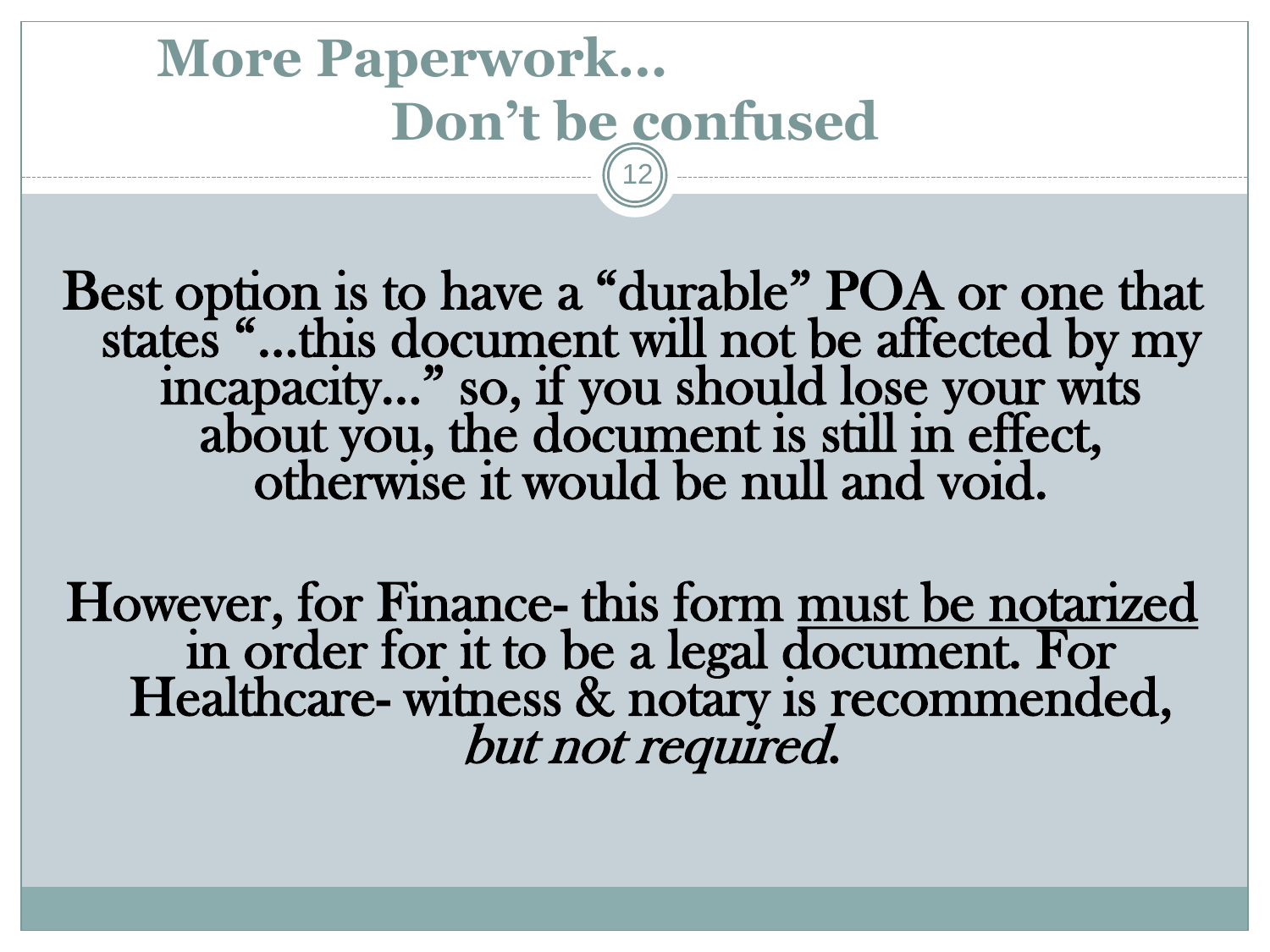# More Paperwork… Don't be confused

Best option is to have a "durable" POA or one that states "…this document will not be affected by my incapacity…" so, if you should lose your wits about you, the document is still in effect, otherwise it would be null and void.

However, for Finance- this form <u>must be notarized</u> in order for it to be a legal document. For Healthcare- witness & notary is recommended, *but not required.*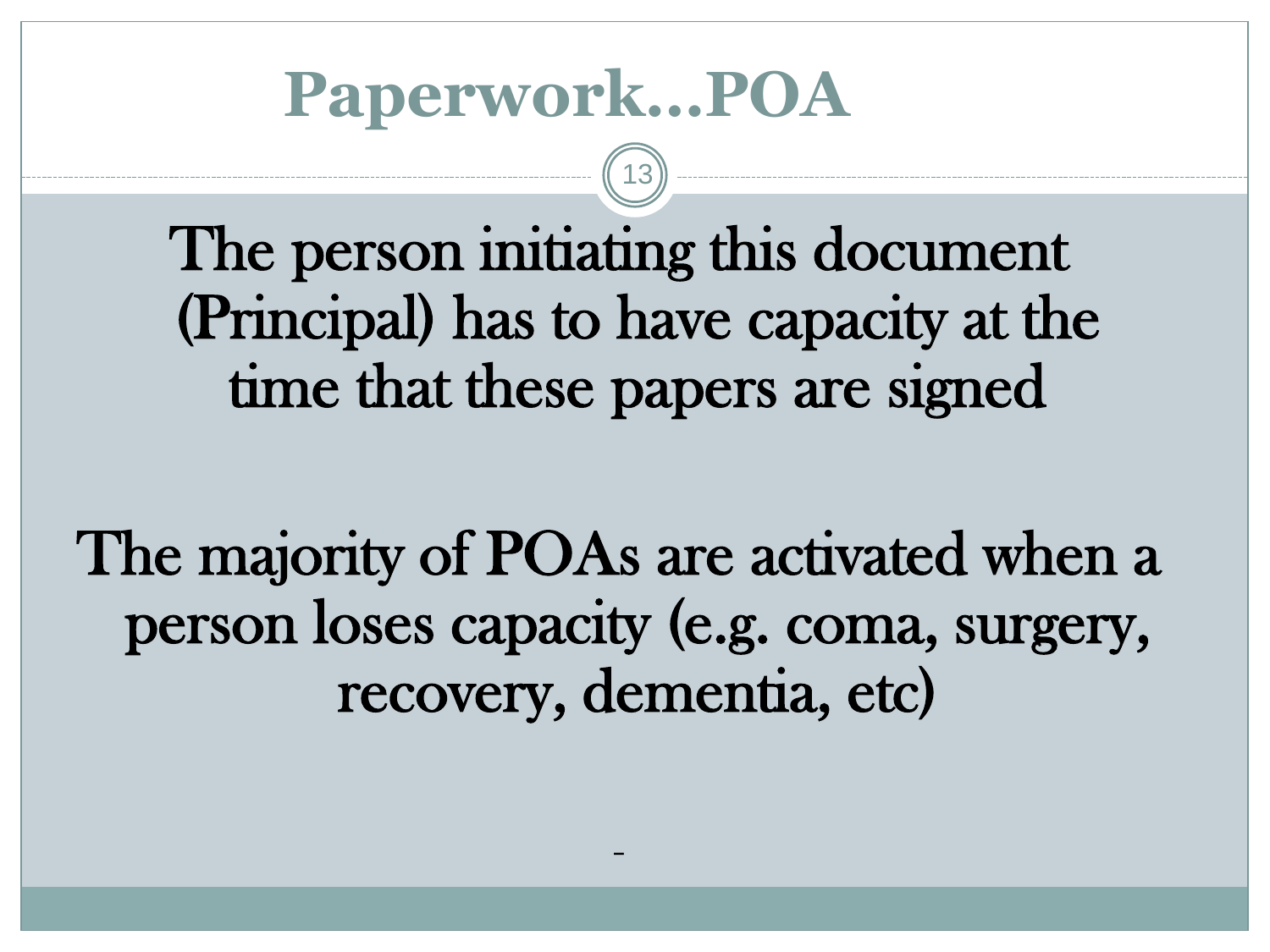# Paperwork…POA

The person initiating this document (Principal) has to have capacity at the time that these papers are signed

The majority of POAs are activated when a person loses capacity (e.g. coma, surgery, recovery, dementia, etc)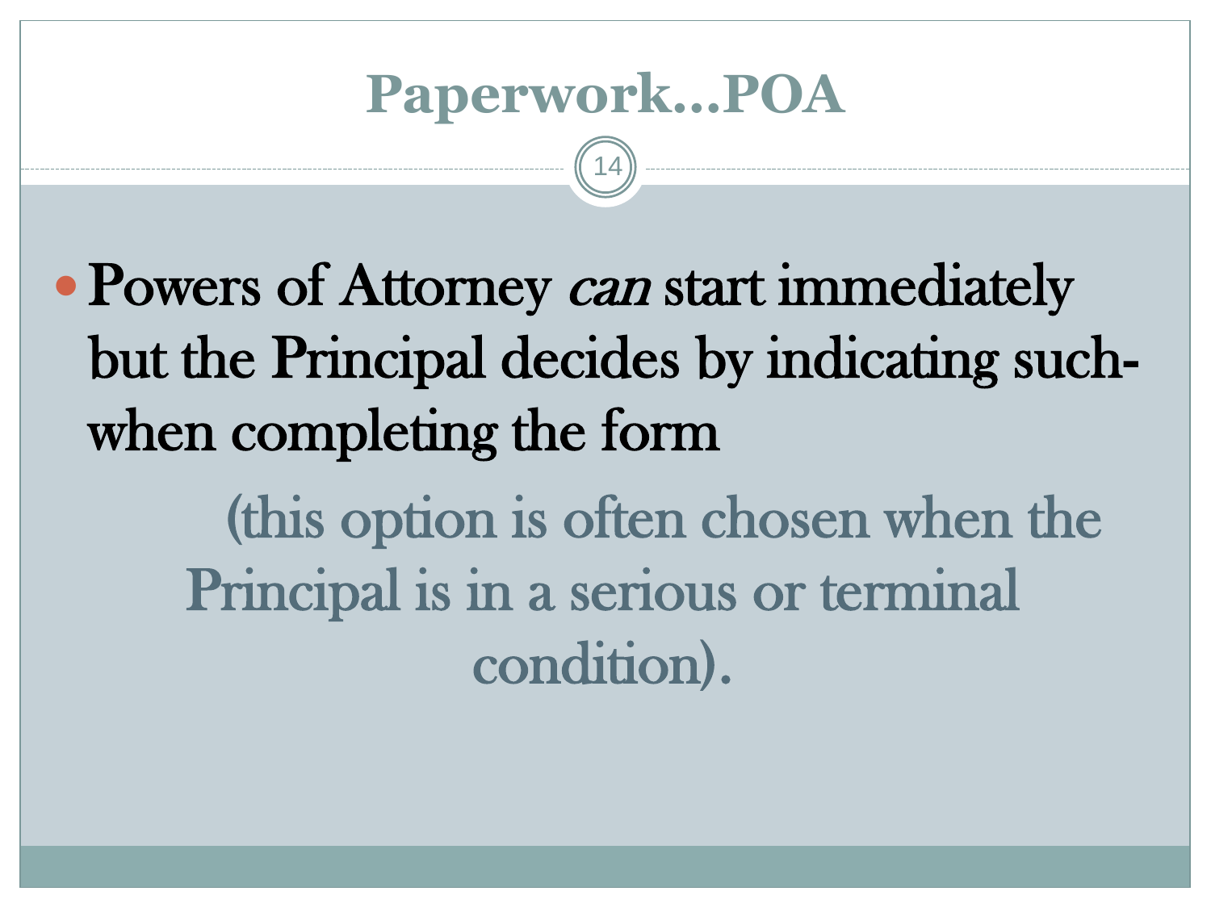# Paperwork…POA

- Powers of Attorney *can* start immediately but the Principal decides by indicating such- when completing the form

(this option is often chosen when the Principal is in a serious or terminal condition).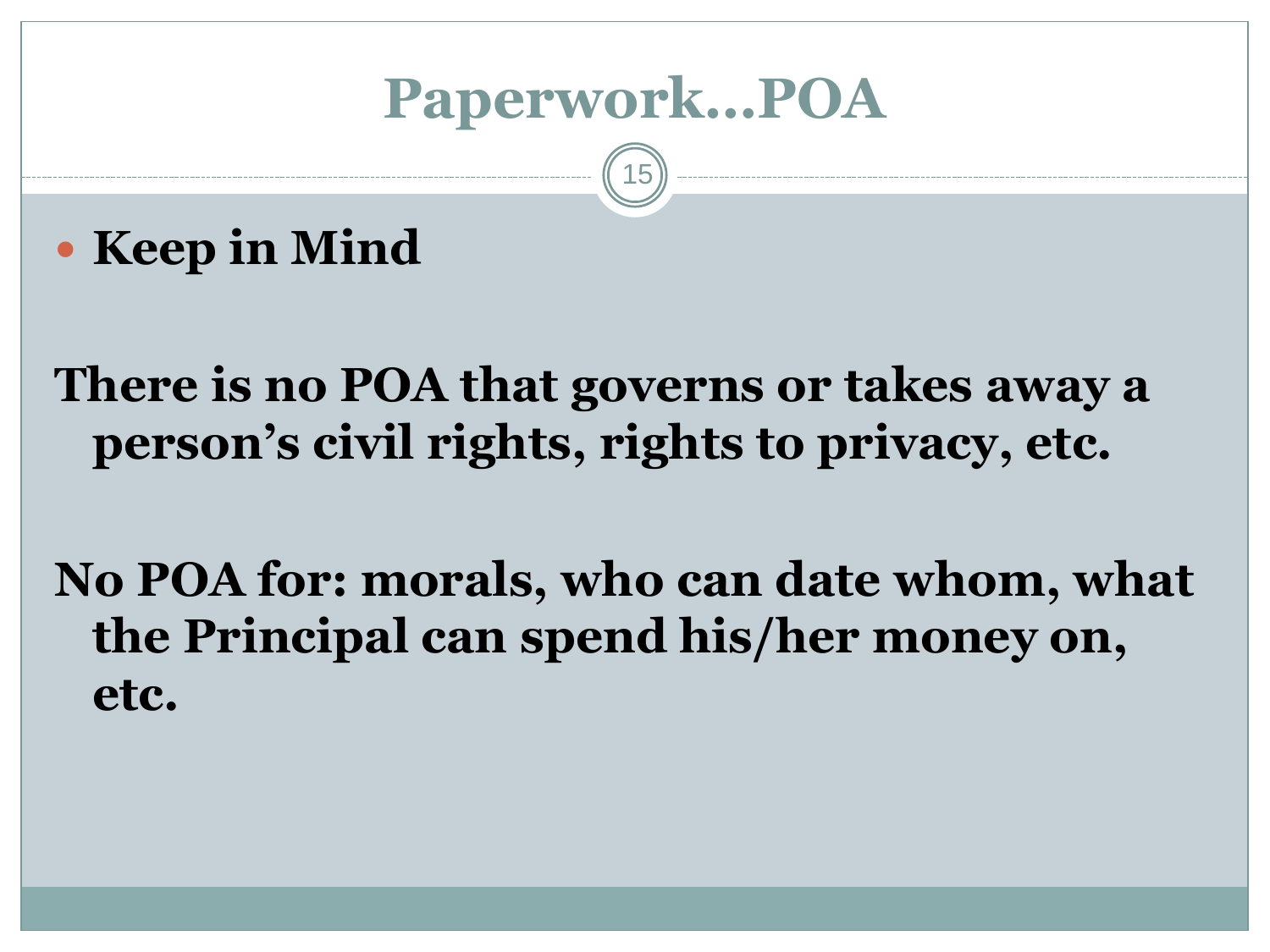# Paperwork…POA

- **Keep in Mind**

**There is no POA that governs or takes away a person's civil rights, rights to privacy, etc.**

**No POA for: morals, who can date whom, what the Principal can spend his/her money on, etc.**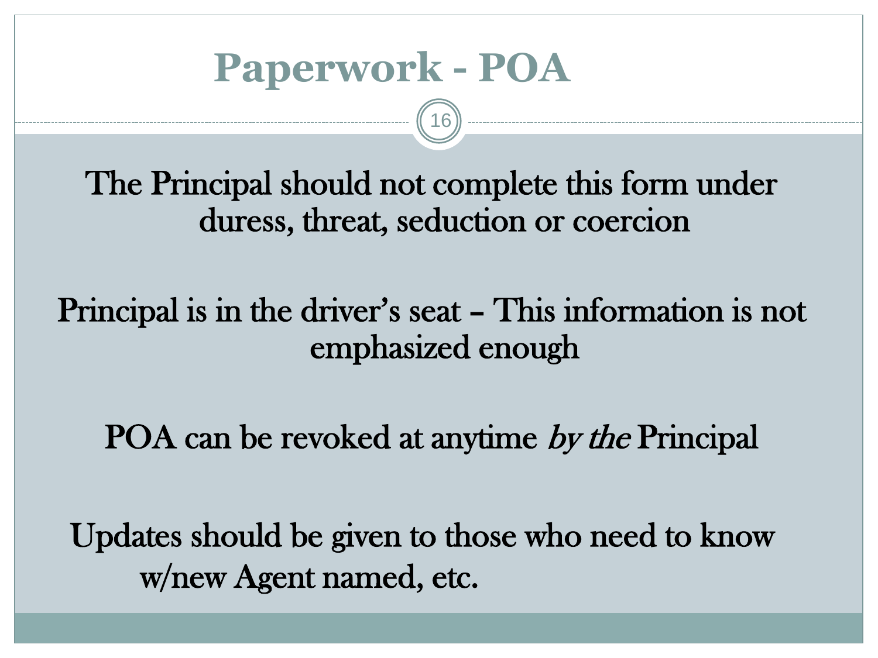# Paperwork - POA

The Principal should not complete this form under duress, threat, seduction or coercion

Principal is in the driver's seat – This information is not emphasized enough

POA can be revoked at anytime *by the* Principal

Updates should be given to those who need to know w/new Agent named, etc.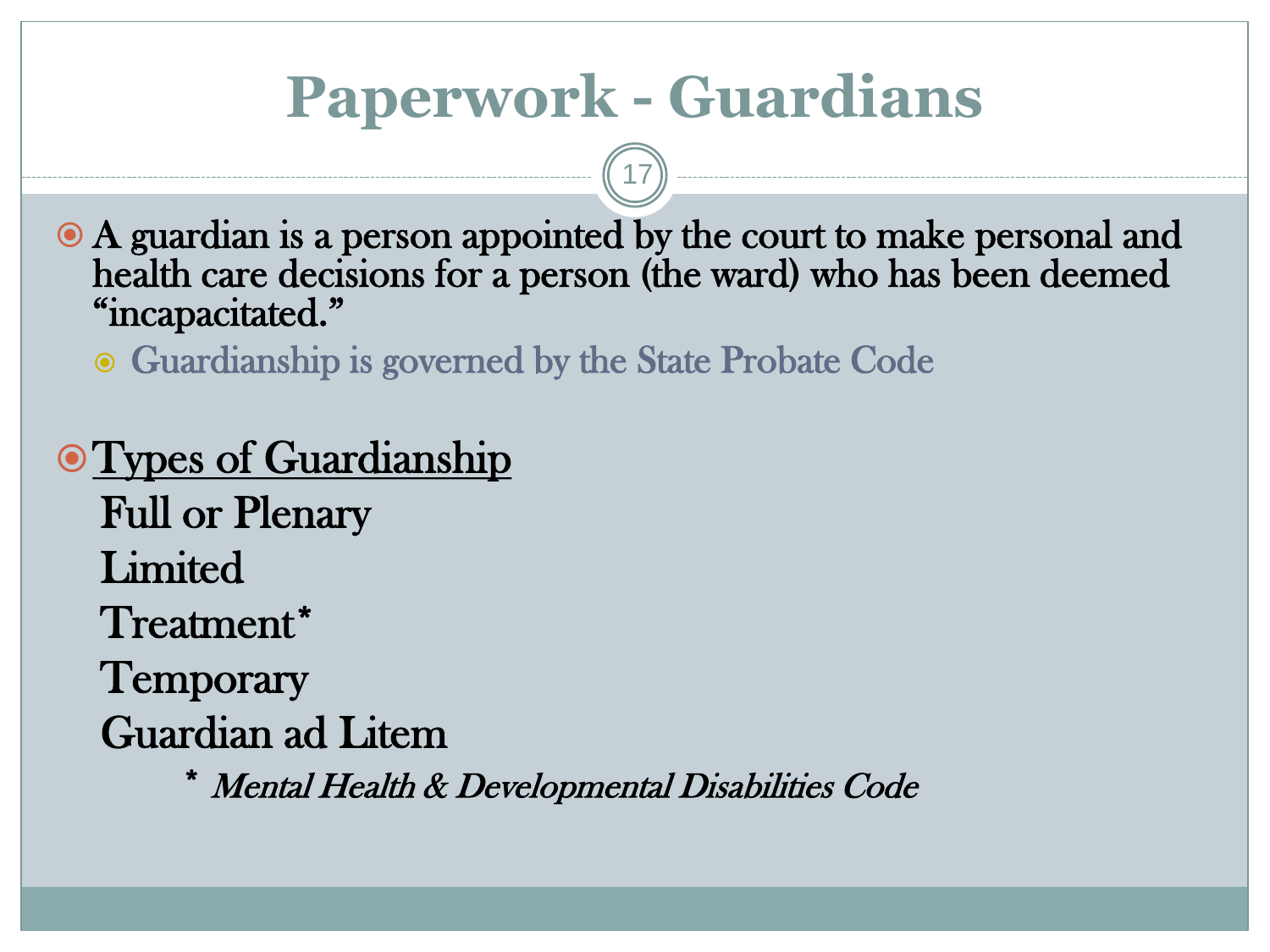# Paperwork - Guardians

- A guardian is a person appointed by the court to make personal and health care decisions for a person (the ward) who has been deemed "incapacitated."
  - Guardianship is governed by the State Probate Code

- <u>Types of Guardianship</u>

  Full or Plenary

  Limited

  Treatment*

  Temporary

  Guardian ad Litem

  \* *Mental Health & Developmental Disabilities Code*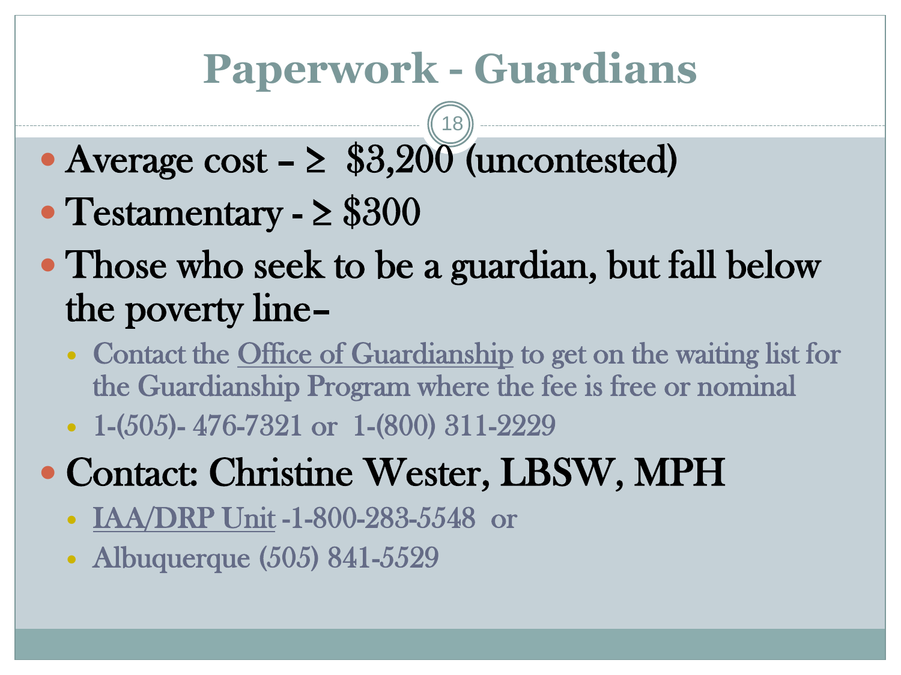# Paperwork - Guardians

- Average cost – ≥ $3,200 (uncontested)
- Testamentary - ≥ $300
- Those who seek to be a guardian, but fall below the poverty line–
  - Contact the Office of Guardianship to get on the waiting list for the Guardianship Program where the fee is free or nominal
  - 1-(505)- 476-7321 or 1-(800) 311-2229
- Contact: Christine Wester, LBSW, MPH
  - IAA/DRP Unit -1-800-283-5548 or
  - Albuquerque (505) 841-5529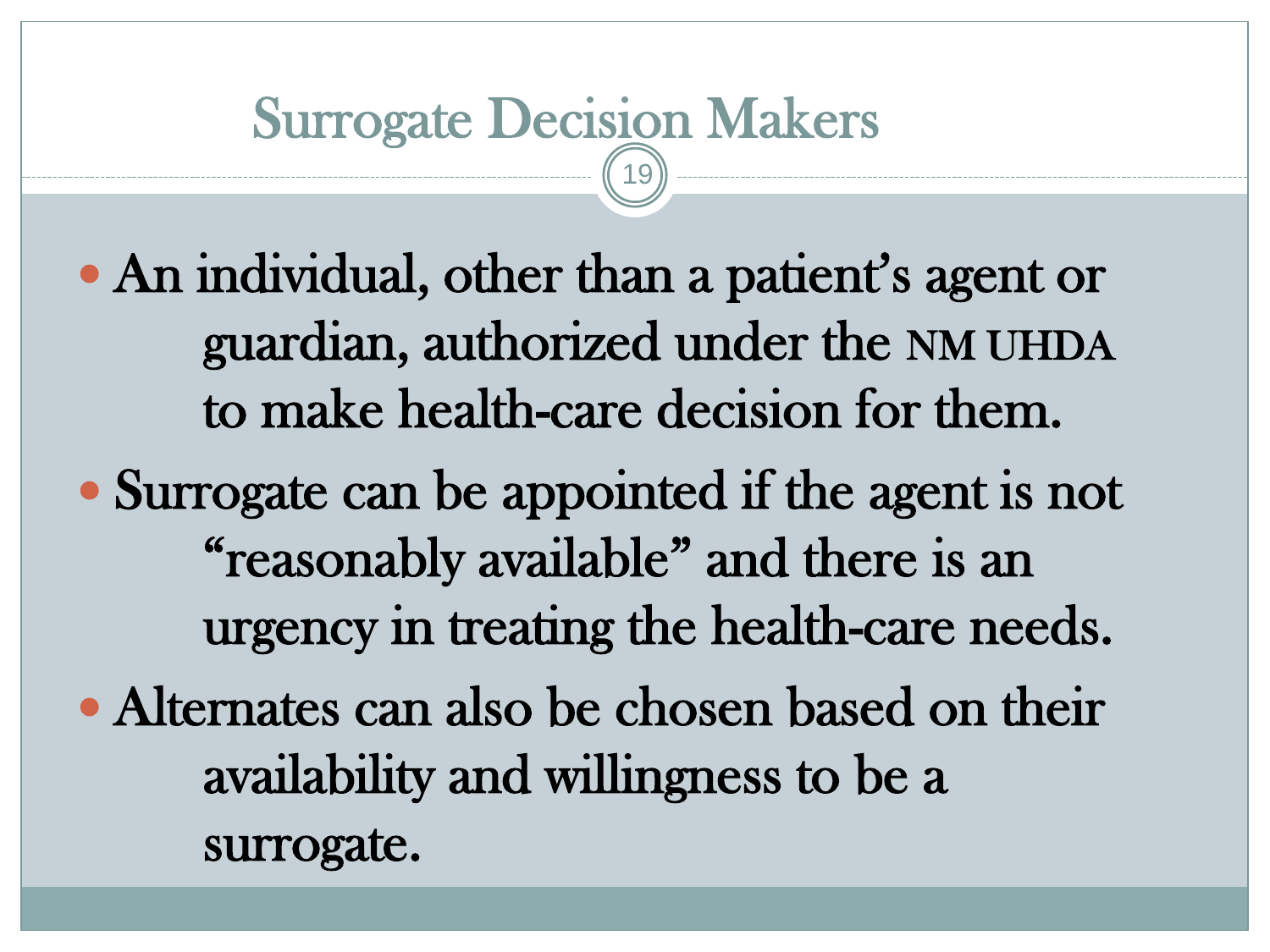# Surrogate Decision Makers

- An individual, other than a patient's agent or guardian, authorized under the NM UHDA to make health-care decision for them.
- Surrogate can be appointed if the agent is not "reasonably available" and there is an urgency in treating the health-care needs.
- Alternates can also be chosen based on their availability and willingness to be a surrogate.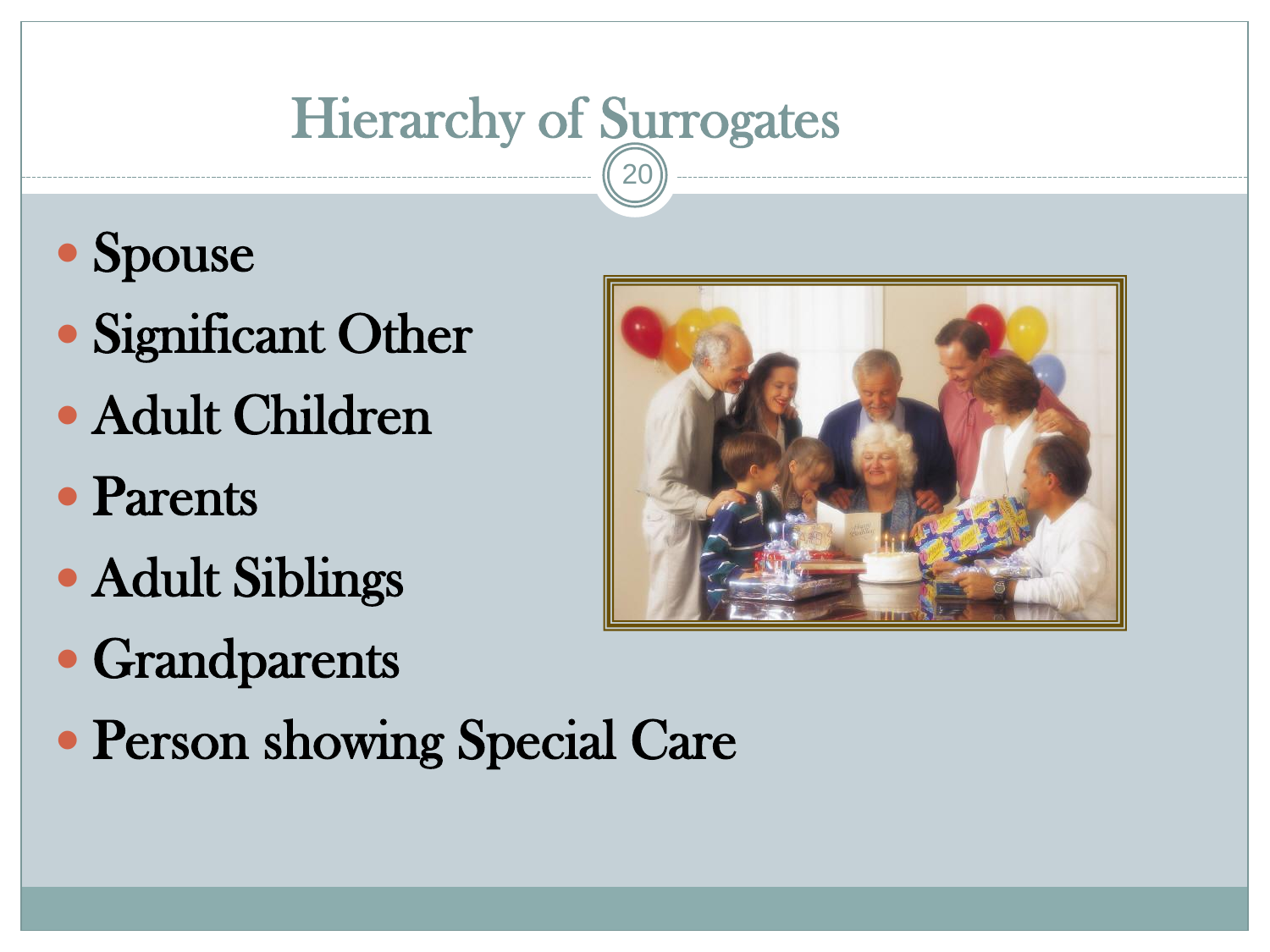# Hierarchy of Surrogates

- Spouse
- Significant Other
- Adult Children
- Parents
- Adult Siblings
- Grandparents
- Person showing Special Care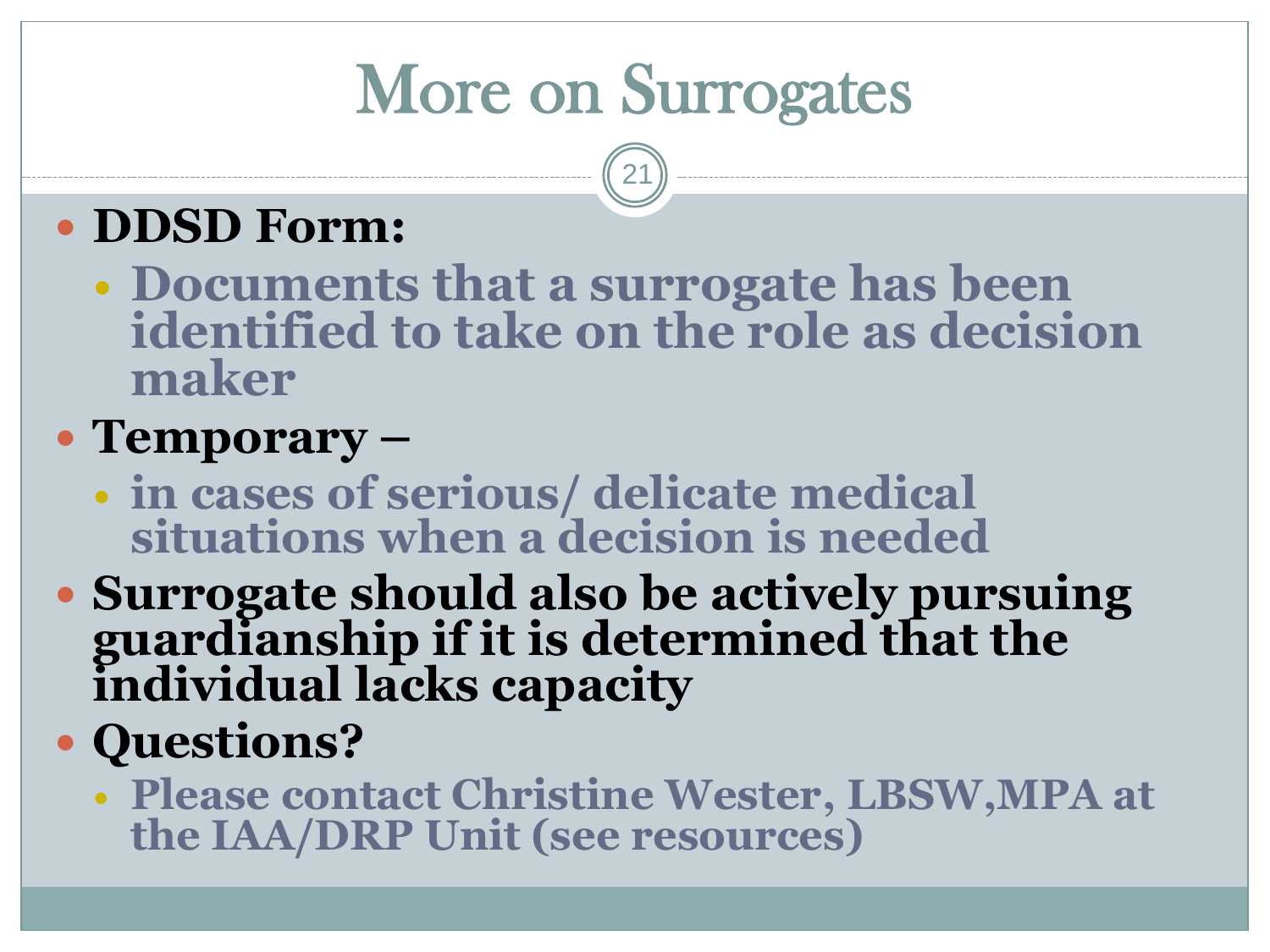# More on Surrogates

- **DDSD Form:**
  - **Documents that a surrogate has been identified to take on the role as decision maker**
- **Temporary –**
  - **in cases of serious/ delicate medical situations when a decision is needed**
- **Surrogate should also be actively pursuing guardianship if it is determined that the individual lacks capacity**
- **Questions?**
  - **Please contact Christine Wester, LBSW,MPA at the IAA/DRP Unit (see resources)**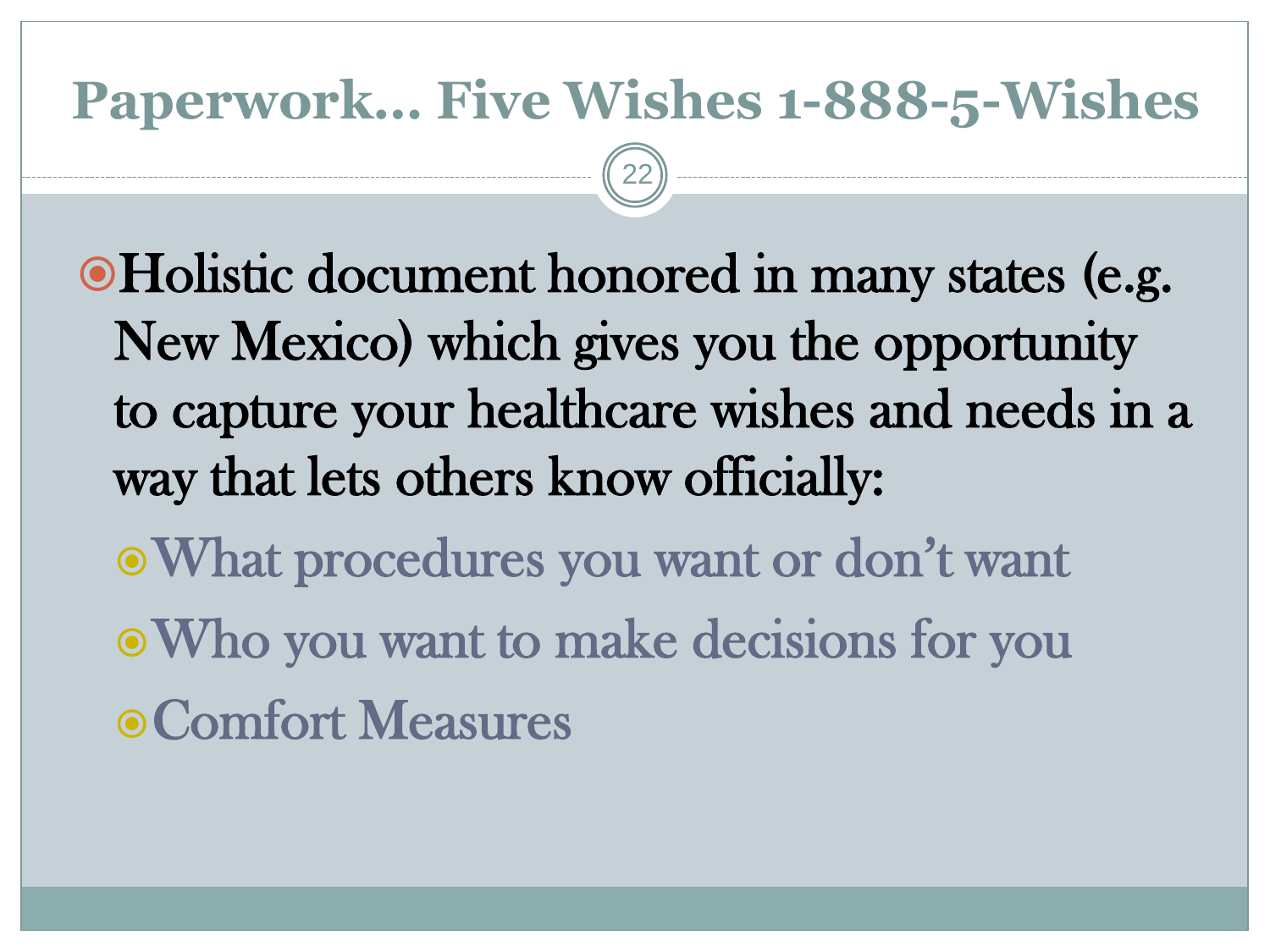# Paperwork… Five Wishes 1-888-5-Wishes

- Holistic document honored in many states (e.g. New Mexico) which gives you the opportunity to capture your healthcare wishes and needs in a way that lets others know officially:
  - What procedures you want or don’t want
  - Who you want to make decisions for you
  - Comfort Measures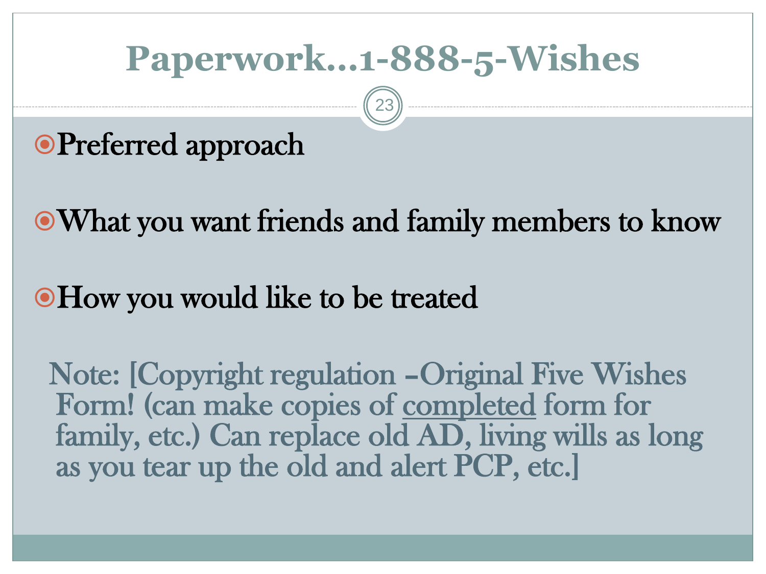# Paperwork…1-888-5-Wishes

- Preferred approach
- What you want friends and family members to know
- How you would like to be treated

Note: [Copyright regulation –Original Five Wishes Form! (can make copies of <u>completed</u> form for family, etc.) Can replace old AD, living wills as long as you tear up the old and alert PCP, etc.]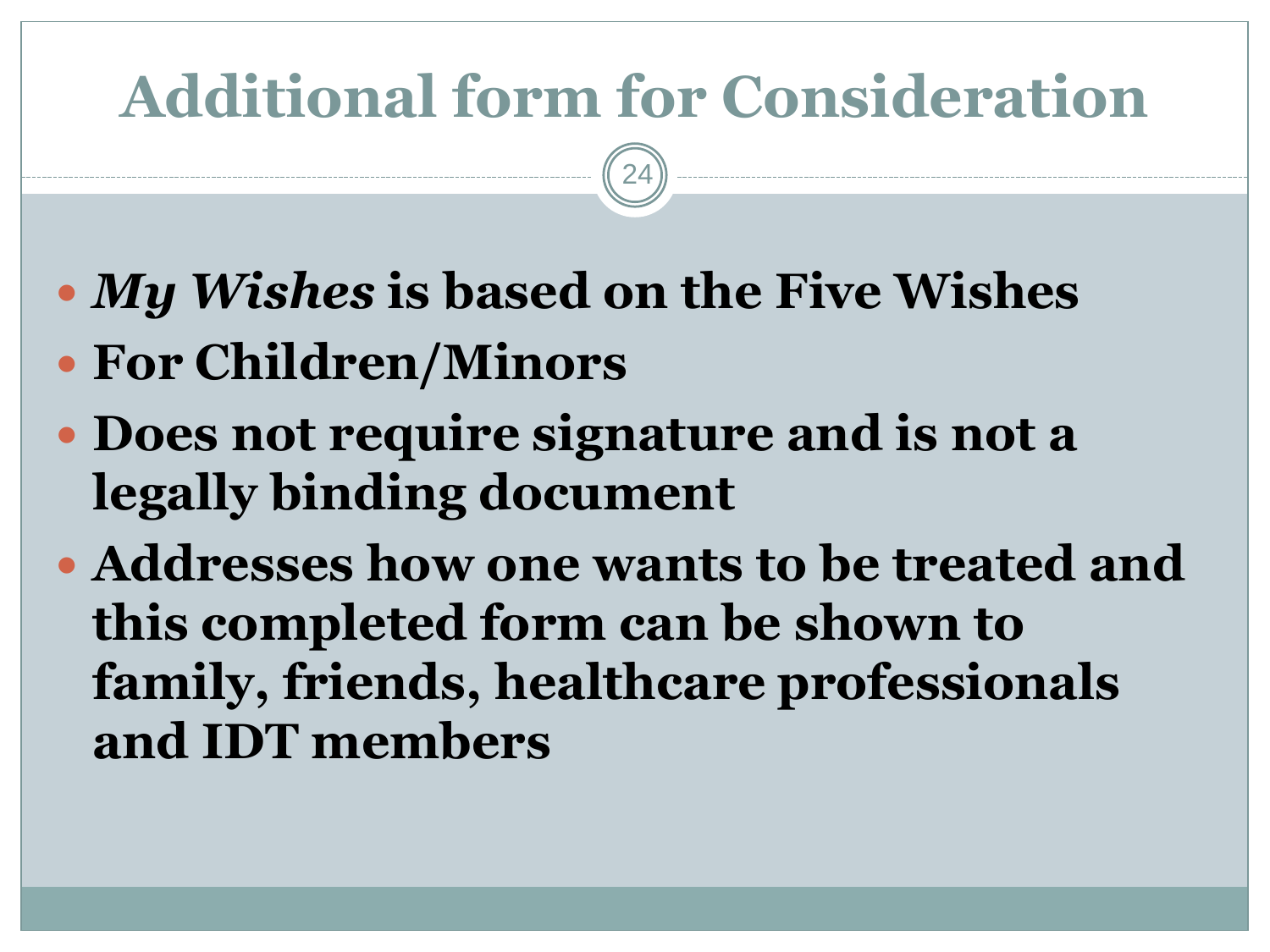# Additional form for Consideration

- ***My Wishes* is based on the Five Wishes**
- **For Children/Minors**
- **Does not require signature and is not a legally binding document**
- **Addresses how one wants to be treated and this completed form can be shown to family, friends, healthcare professionals and IDT members**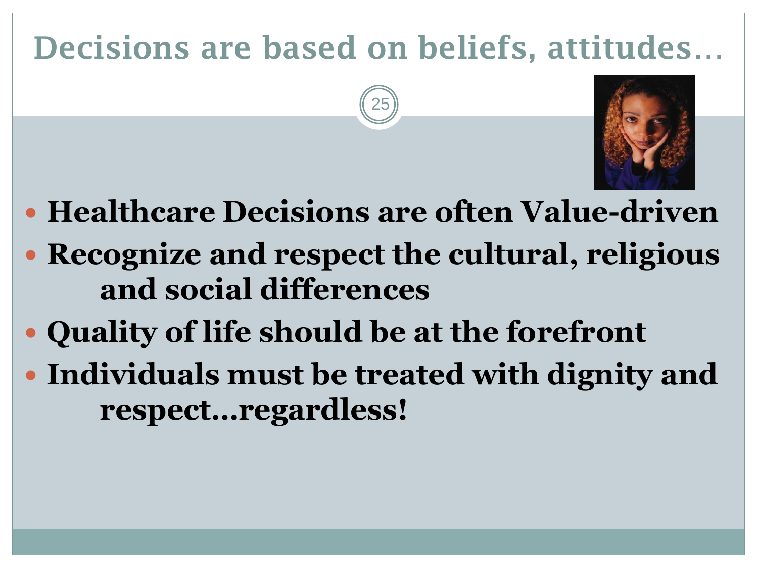# Decisions are based on beliefs, attitudes…

- **Healthcare Decisions are often Value-driven**
- **Recognize and respect the cultural, religious and social differences**
- **Quality of life should be at the forefront**
- **Individuals must be treated with dignity and respect…regardless!**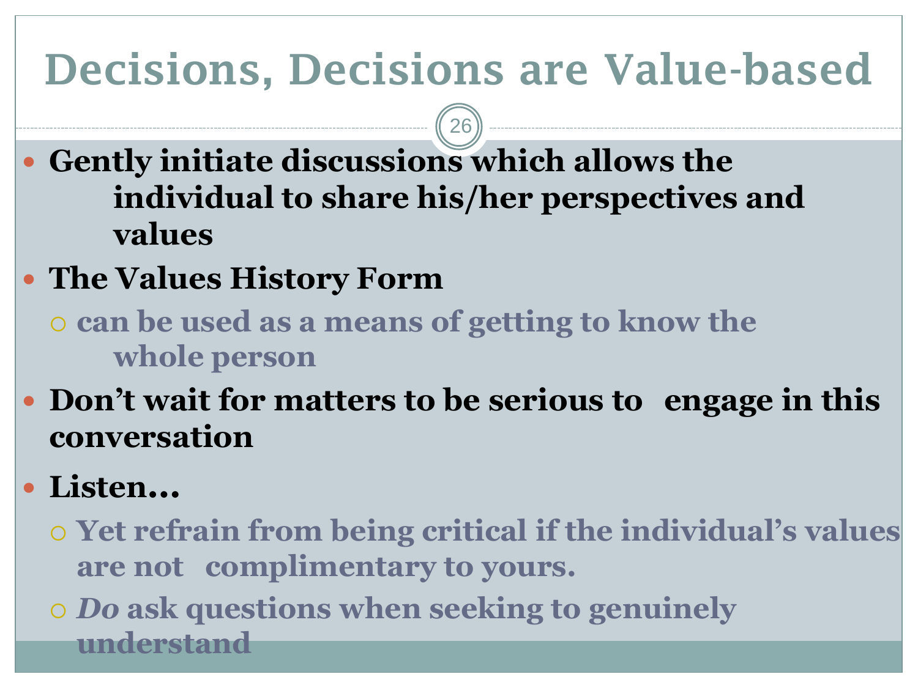# Decisions, Decisions are Value-based

- **Gently initiate discussions which allows the individual to share his/her perspectives and values**
- **The Values History Form**
  - **can be used as a means of getting to know the whole person**
- **Don't wait for matters to be serious to engage in this conversation**
- **Listen…**
  - **Yet refrain from being critical if the individual's values are not complimentary to yours.**
  - ***Do* ask questions when seeking to genuinely understand**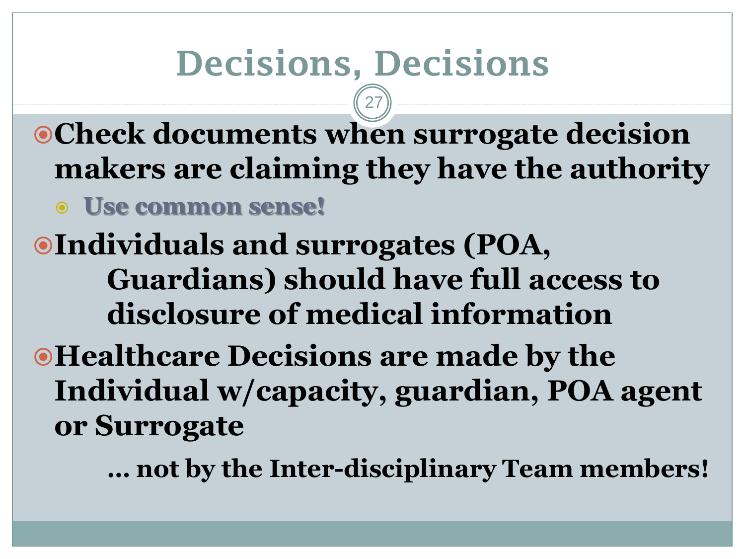# Decisions, Decisions

- **Check documents when surrogate decision makers are claiming they have the authority**
  - **Use common sense!**
- **Individuals and surrogates (POA, Guardians) should have full access to disclosure of medical information**
- **Healthcare Decisions are made by the Individual w/capacity, guardian, POA agent or Surrogate**

  **… not by the Inter-disciplinary Team members!**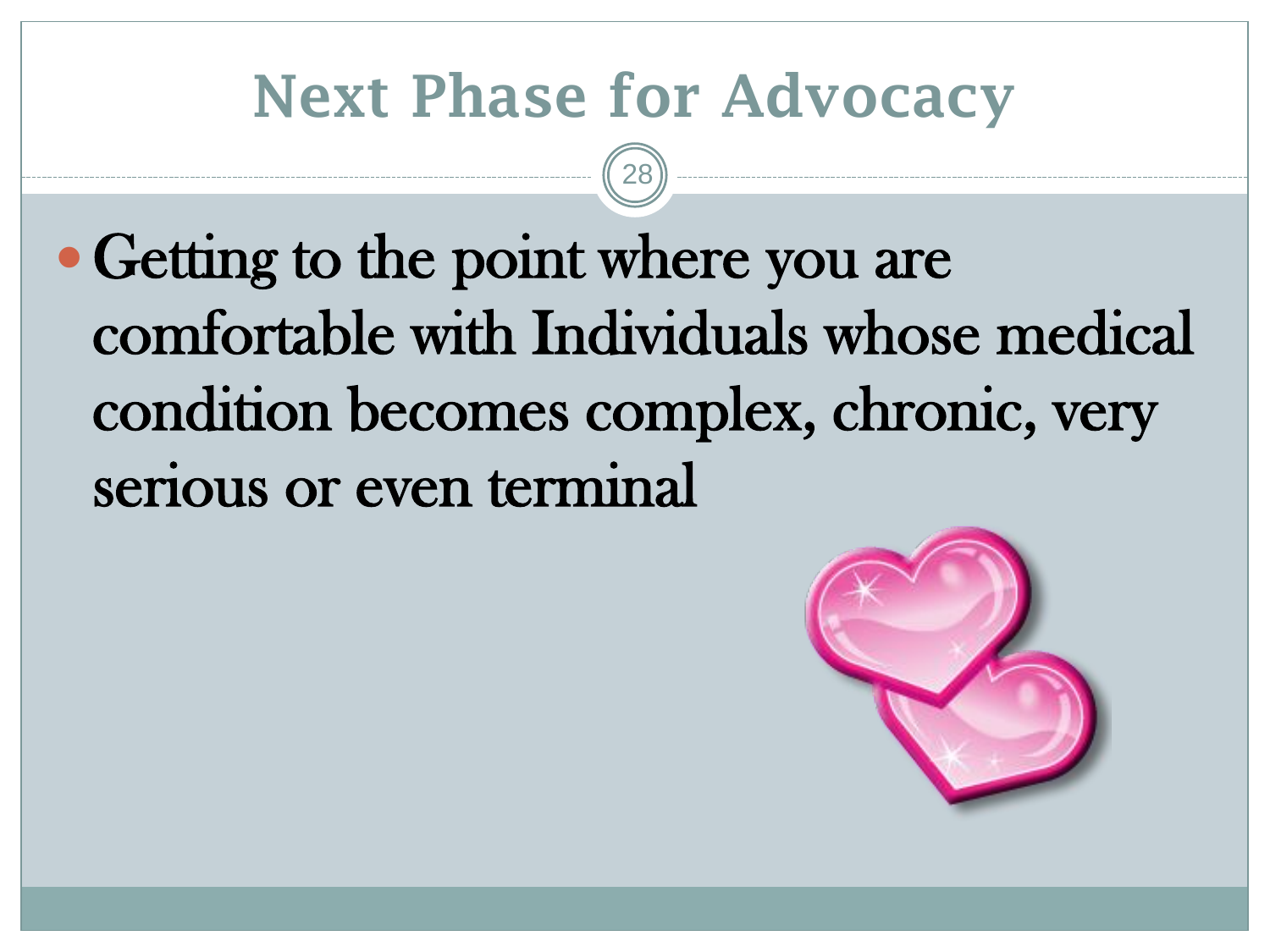# Next Phase for Advocacy

- Getting to the point where you are comfortable with Individuals whose medical condition becomes complex, chronic, very serious or even terminal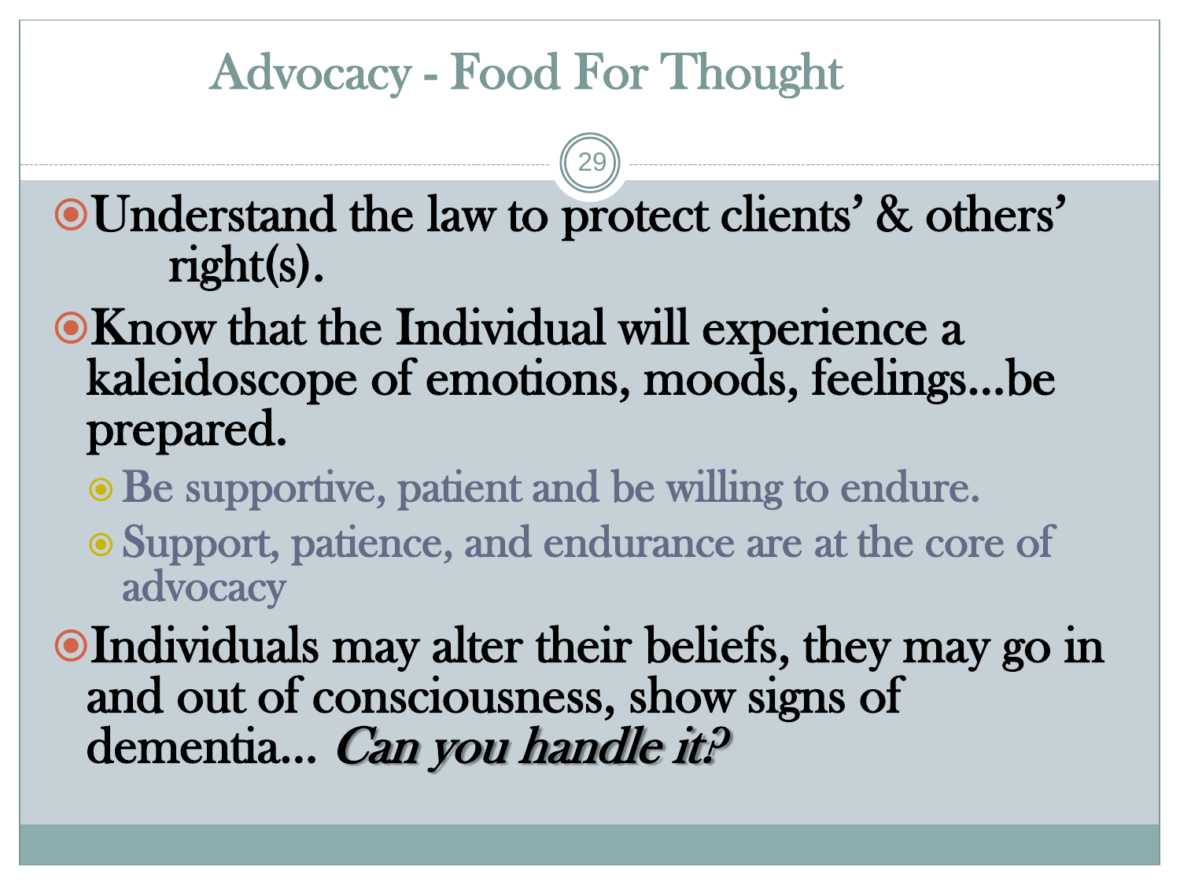# Advocacy - Food For Thought

- Understand the law to protect clients' & others' right(s).
- Know that the Individual will experience a kaleidoscope of emotions, moods, feelings…be prepared.
  - Be supportive, patient and be willing to endure.
  - Support, patience, and endurance are at the core of advocacy
- Individuals may alter their beliefs, they may go in and out of consciousness, show signs of dementia… ***Can you handle it?***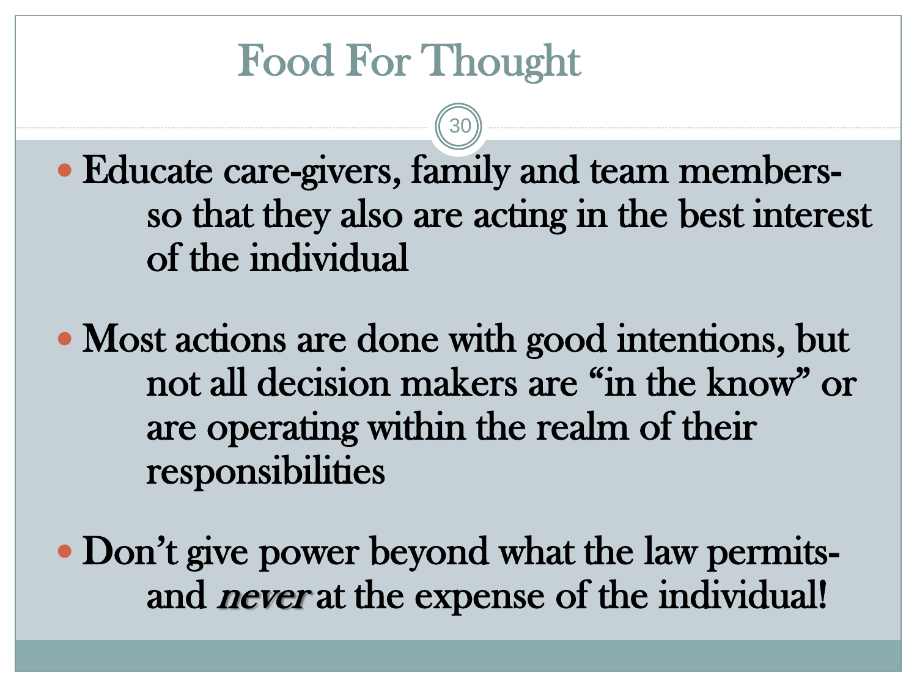# Food For Thought

- Educate care-givers, family and team members- so that they also are acting in the best interest of the individual
- Most actions are done with good intentions, but not all decision makers are "in the know" or are operating within the realm of their responsibilities
- Don't give power beyond what the law permits- and *never* at the expense of the individual!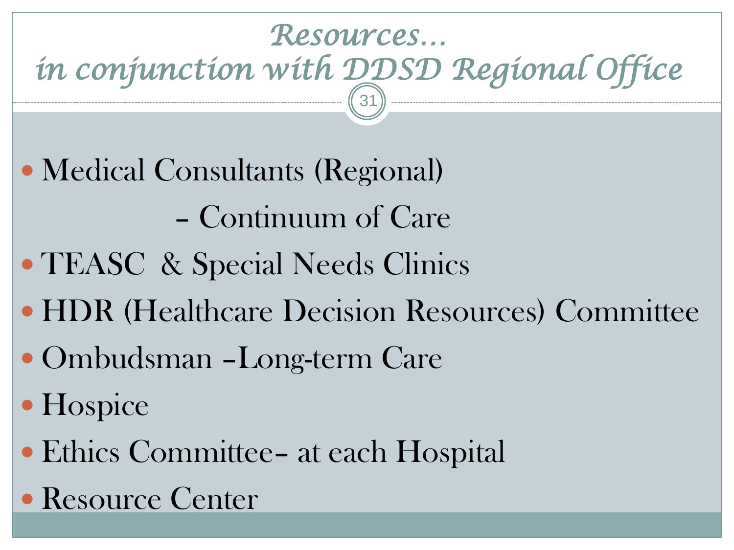# Resources… in conjunction with DDSD Regional Office

- Medical Consultants (Regional)
  – Continuum of Care
- TEASC & Special Needs Clinics
- HDR (Healthcare Decision Resources) Committee
- Ombudsman –Long-term Care
- Hospice
- Ethics Committee– at each Hospital
- Resource Center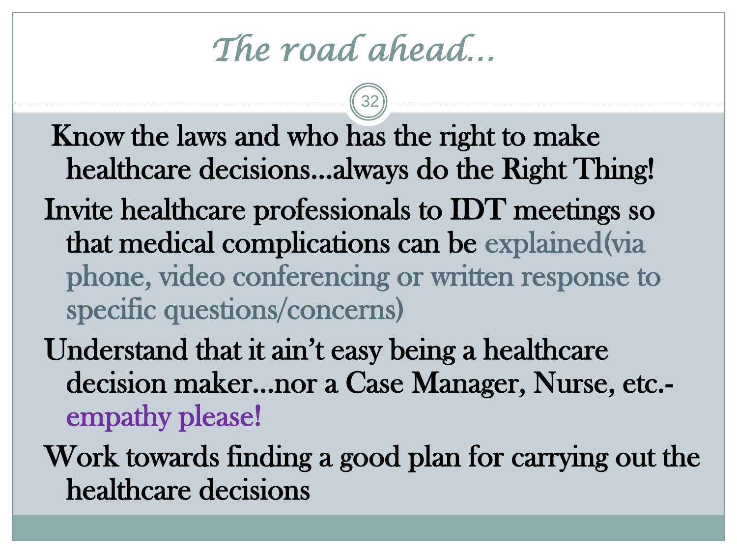# *The road ahead…*

- Know the laws and who has the right to make healthcare decisions…always do the Right Thing!
- Invite healthcare professionals to IDT meetings so that medical complications can be explained(via phone, video conferencing or written response to specific questions/concerns)
- Understand that it ain't easy being a healthcare decision maker…nor a Case Manager, Nurse, etc.- empathy please!
- Work towards finding a good plan for carrying out the healthcare decisions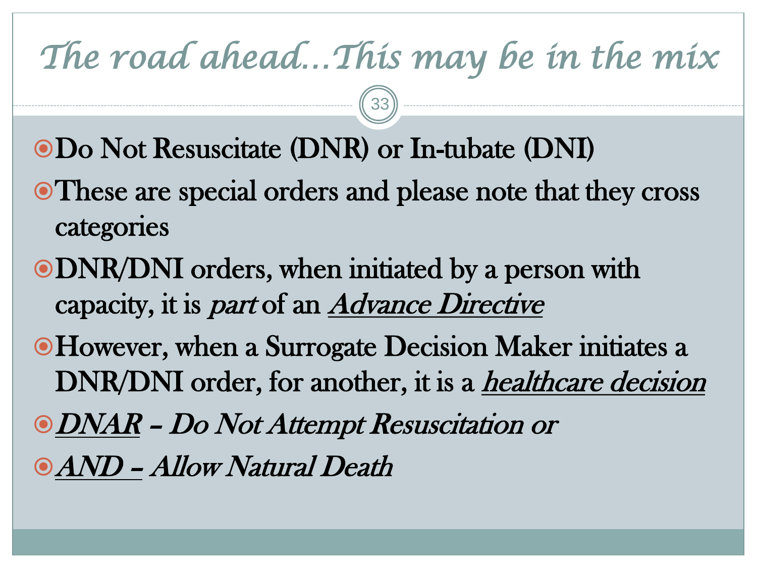# The road ahead…This may be in the mix

- Do Not Resuscitate (DNR) or In-tubate (DNI)
- These are special orders and please note that they cross categories
- DNR/DNI orders, when initiated by a person with capacity, it is *part* of an ***Advance Directive***
- However, when a Surrogate Decision Maker initiates a DNR/DNI order, for another, it is a ***healthcare decision***
- ***DNAR*** *– Do Not Attempt Resuscitation or*
- ***AND –*** *Allow Natural Death*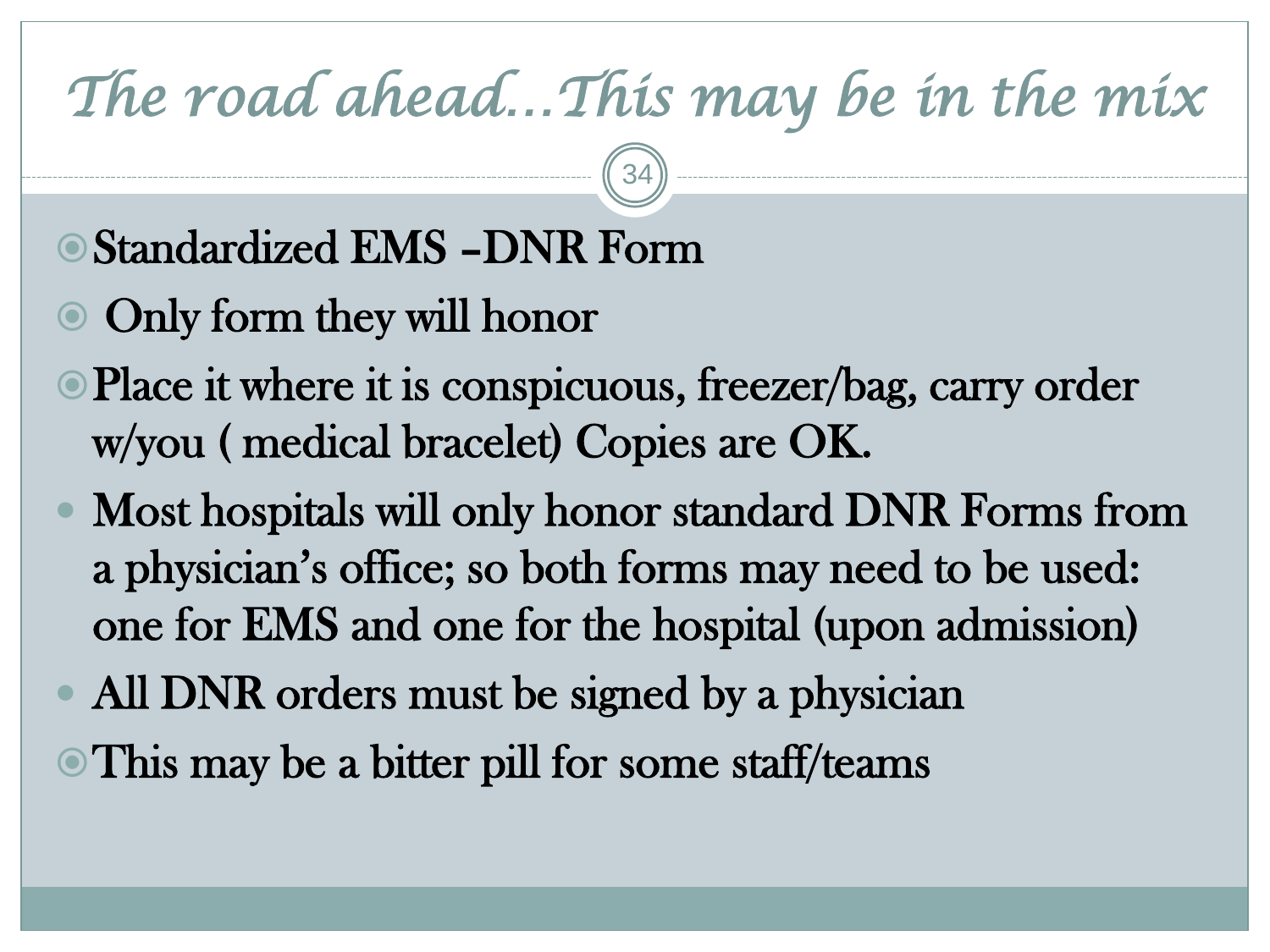# *The road ahead…This may be in the mix*

- Standardized EMS –DNR Form
- Only form they will honor
- Place it where it is conspicuous, freezer/bag, carry order w/you ( medical bracelet) Copies are OK.
- Most hospitals will only honor standard DNR Forms from a physician's office; so both forms may need to be used: one for EMS and one for the hospital (upon admission)
- All DNR orders must be signed by a physician
- This may be a bitter pill for some staff/teams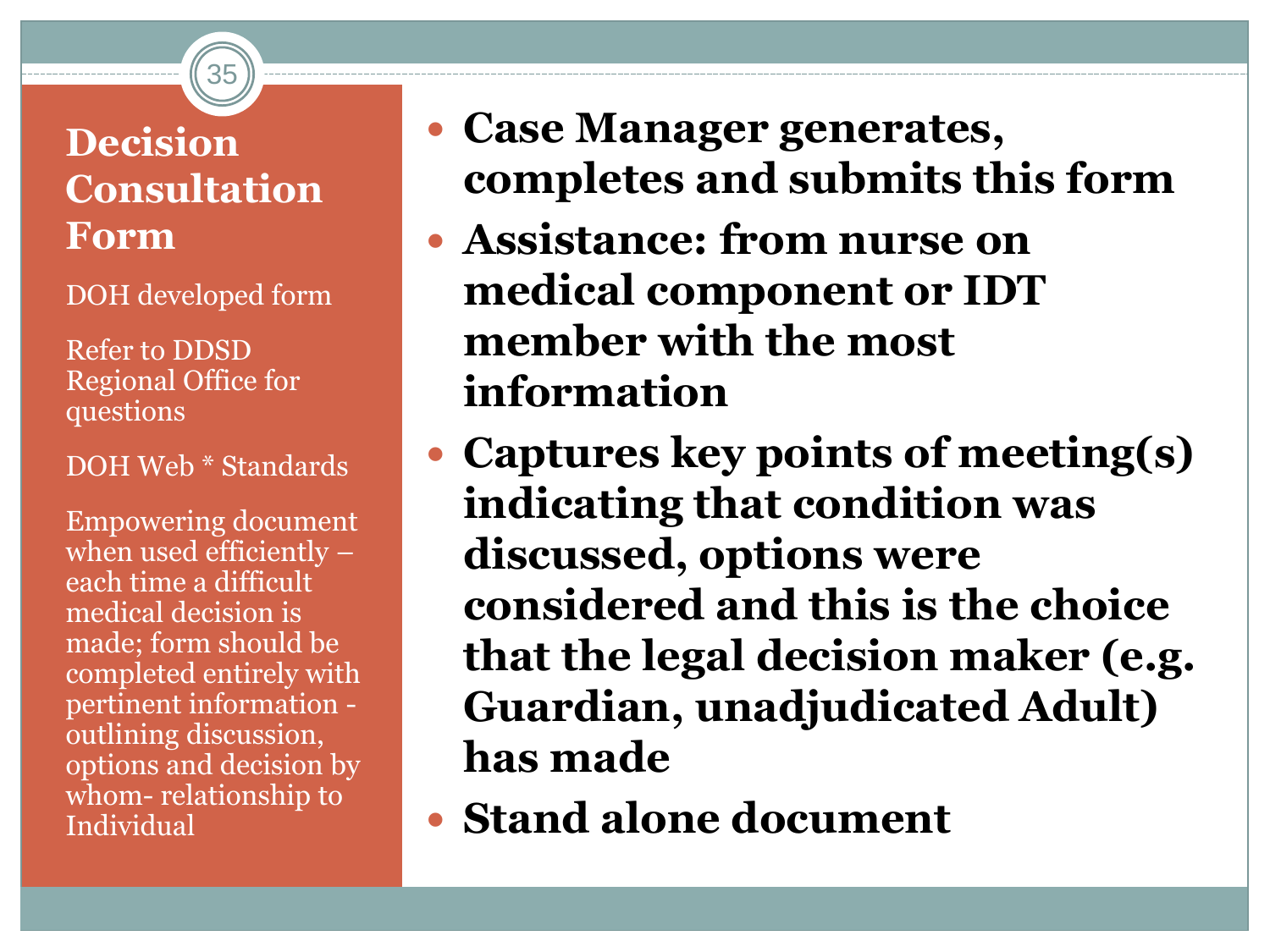# Decision Consultation Form

DOH developed form

Refer to DDSD Regional Office for questions

DOH Web * Standards

Empowering document when used efficiently – each time a difficult medical decision is made; form should be completed entirely with pertinent information - outlining discussion, options and decision by whom- relationship to Individual

- **Case Manager generates, completes and submits this form**
- **Assistance: from nurse on medical component or IDT member with the most information**
- **Captures key points of meeting(s) indicating that condition was discussed, options were considered and this is the choice that the legal decision maker (e.g. Guardian, unadjudicated Adult) has made**
- **Stand alone document**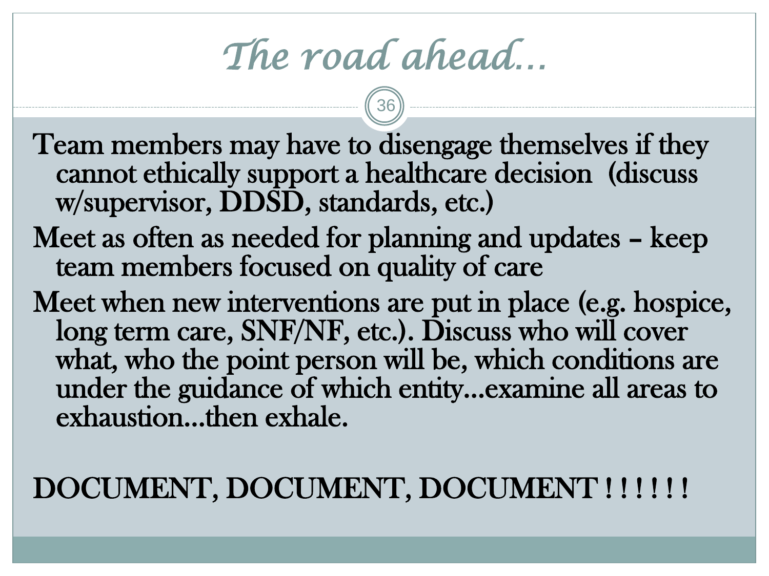# The road ahead…

Team members may have to disengage themselves if they cannot ethically support a healthcare decision (discuss w/supervisor, DDSD, standards, etc.)

Meet as often as needed for planning and updates – keep team members focused on quality of care

Meet when new interventions are put in place (e.g. hospice, long term care, SNF/NF, etc.). Discuss who will cover what, who the point person will be, which conditions are under the guidance of which entity…examine all areas to exhaustion…then exhale.

**DOCUMENT, DOCUMENT, DOCUMENT ! ! ! ! ! !**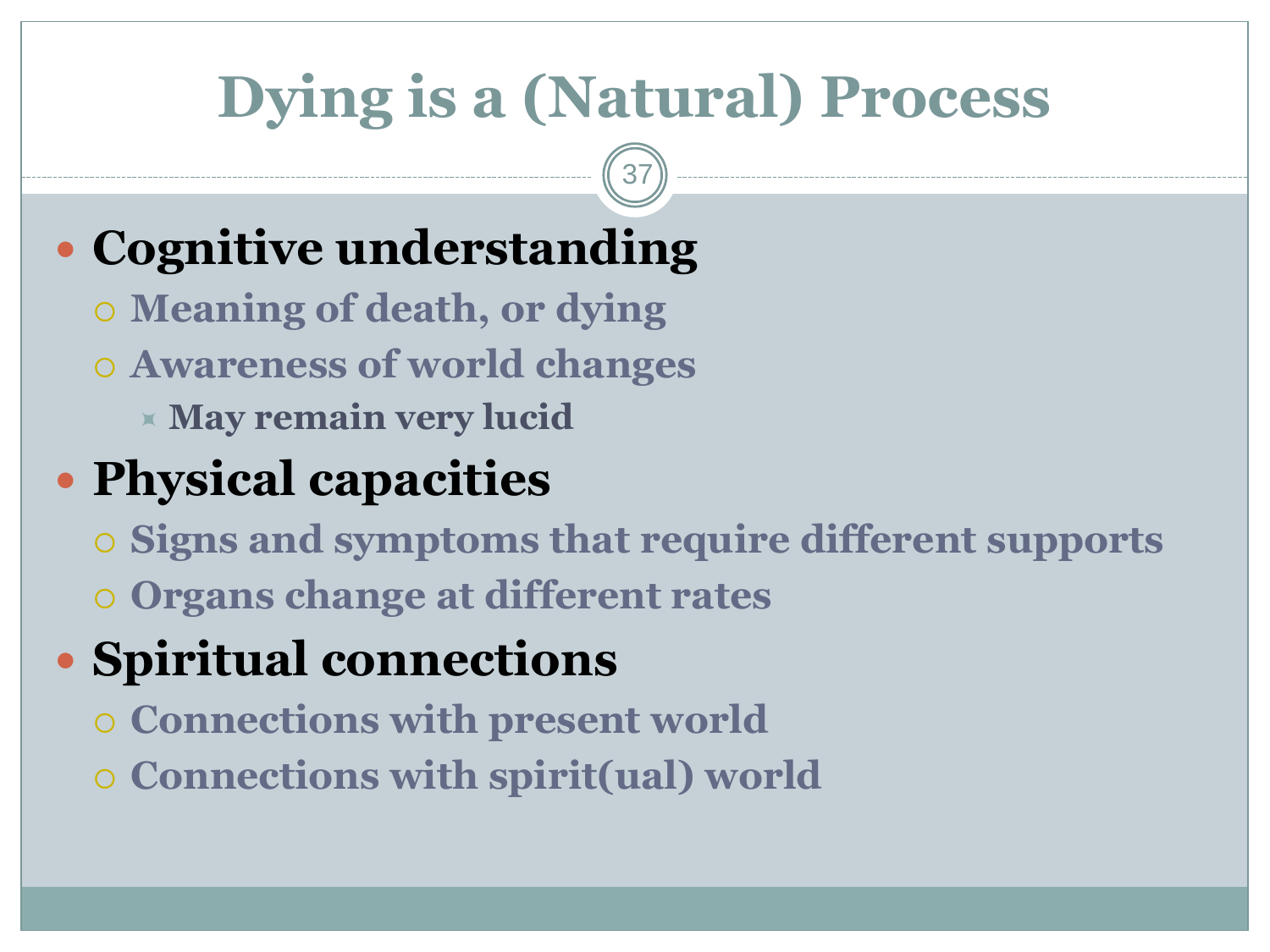# Dying is a (Natural) Process

- **Cognitive understanding**
  - Meaning of death, or dying
  - Awareness of world changes
    - May remain very lucid
- **Physical capacities**
  - Signs and symptoms that require different supports
  - Organs change at different rates
- **Spiritual connections**
  - Connections with present world
  - Connections with spirit(ual) world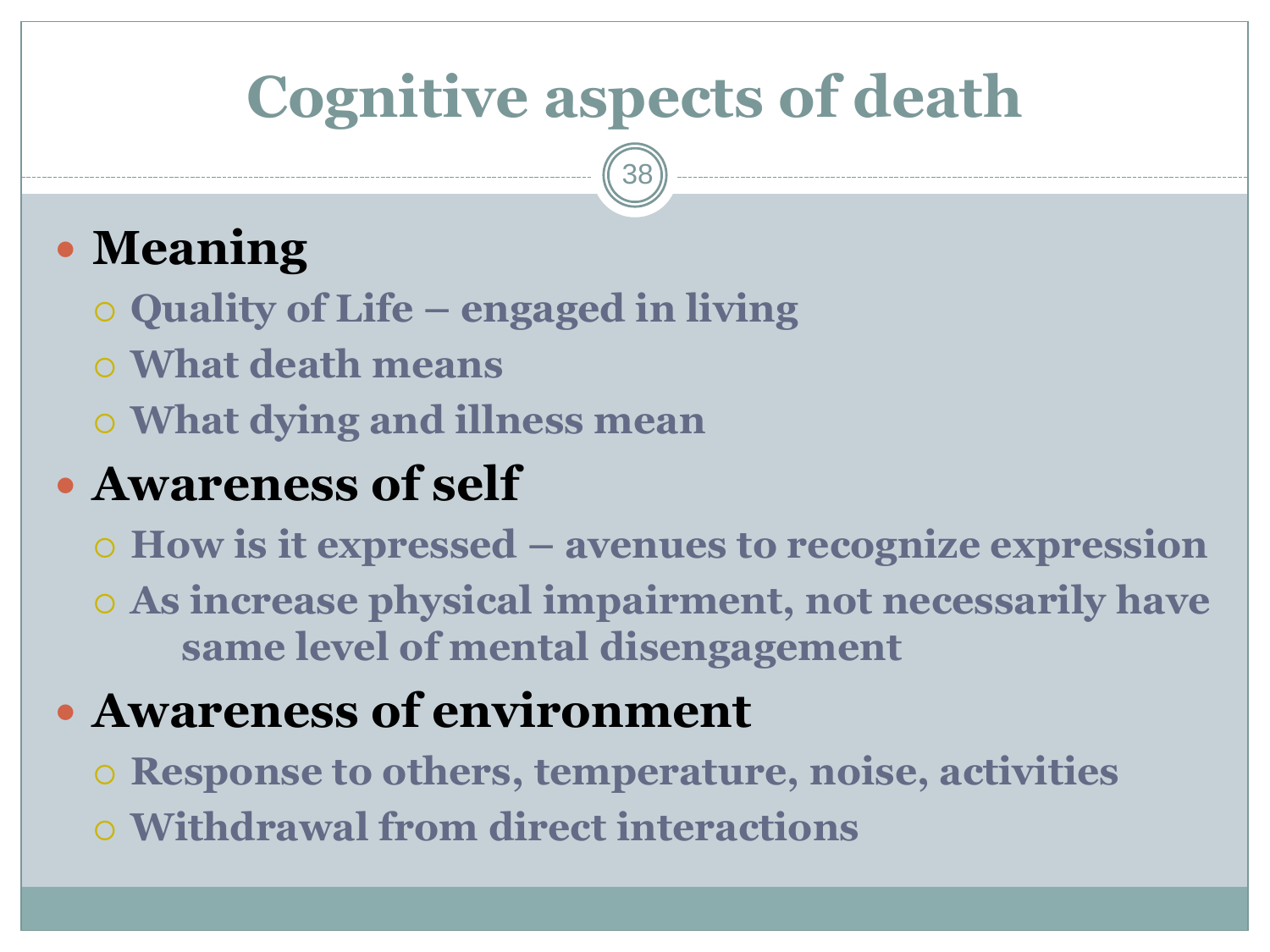# Cognitive aspects of death

- **Meaning**
  - Quality of Life – engaged in living
  - What death means
  - What dying and illness mean
- **Awareness of self**
  - How is it expressed – avenues to recognize expression
  - As increase physical impairment, not necessarily have same level of mental disengagement
- **Awareness of environment**
  - Response to others, temperature, noise, activities
  - Withdrawal from direct interactions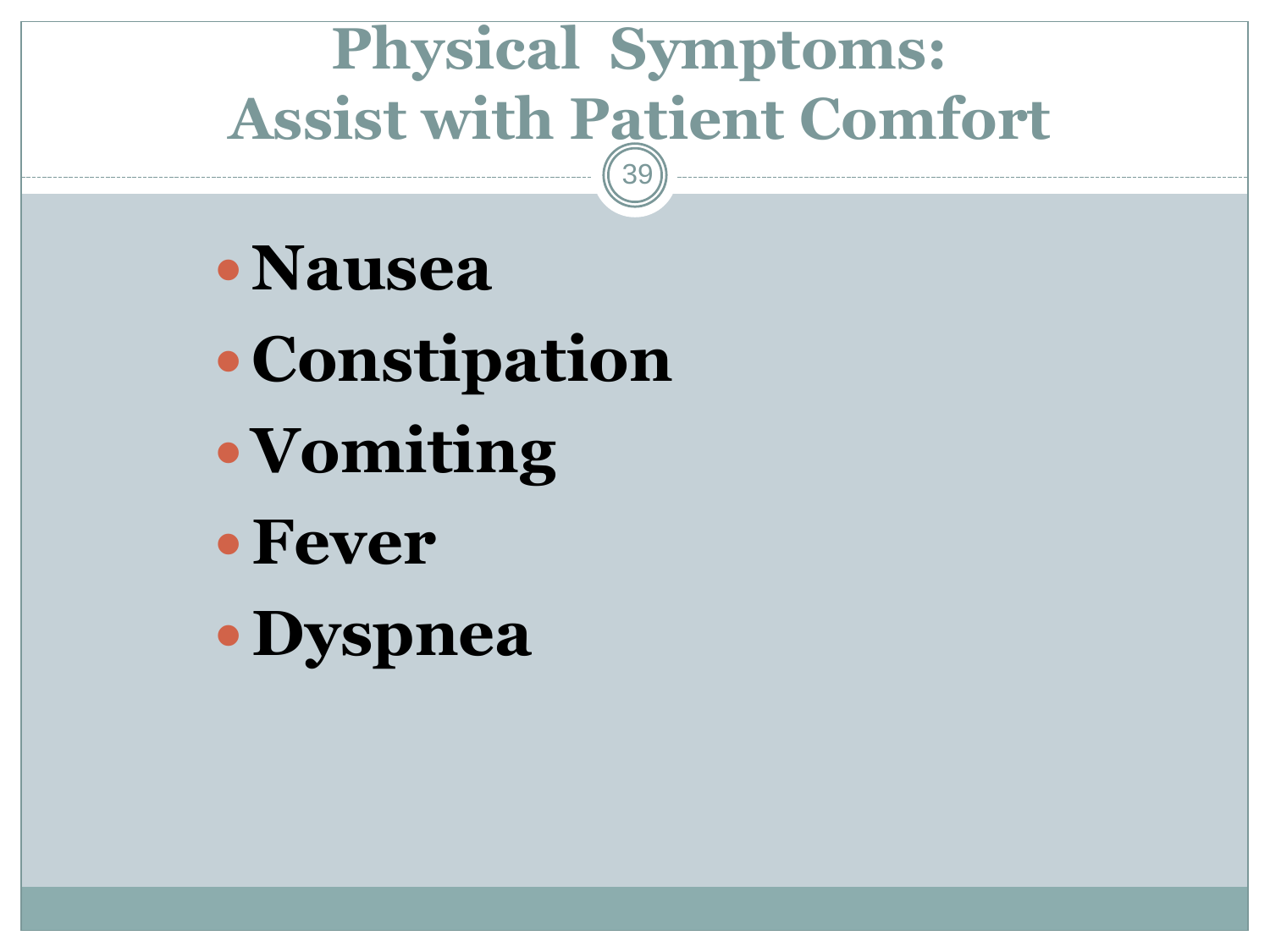# Physical Symptoms: Assist with Patient Comfort

- **Nausea**
- **Constipation**
- **Vomiting**
- **Fever**
- **Dyspnea**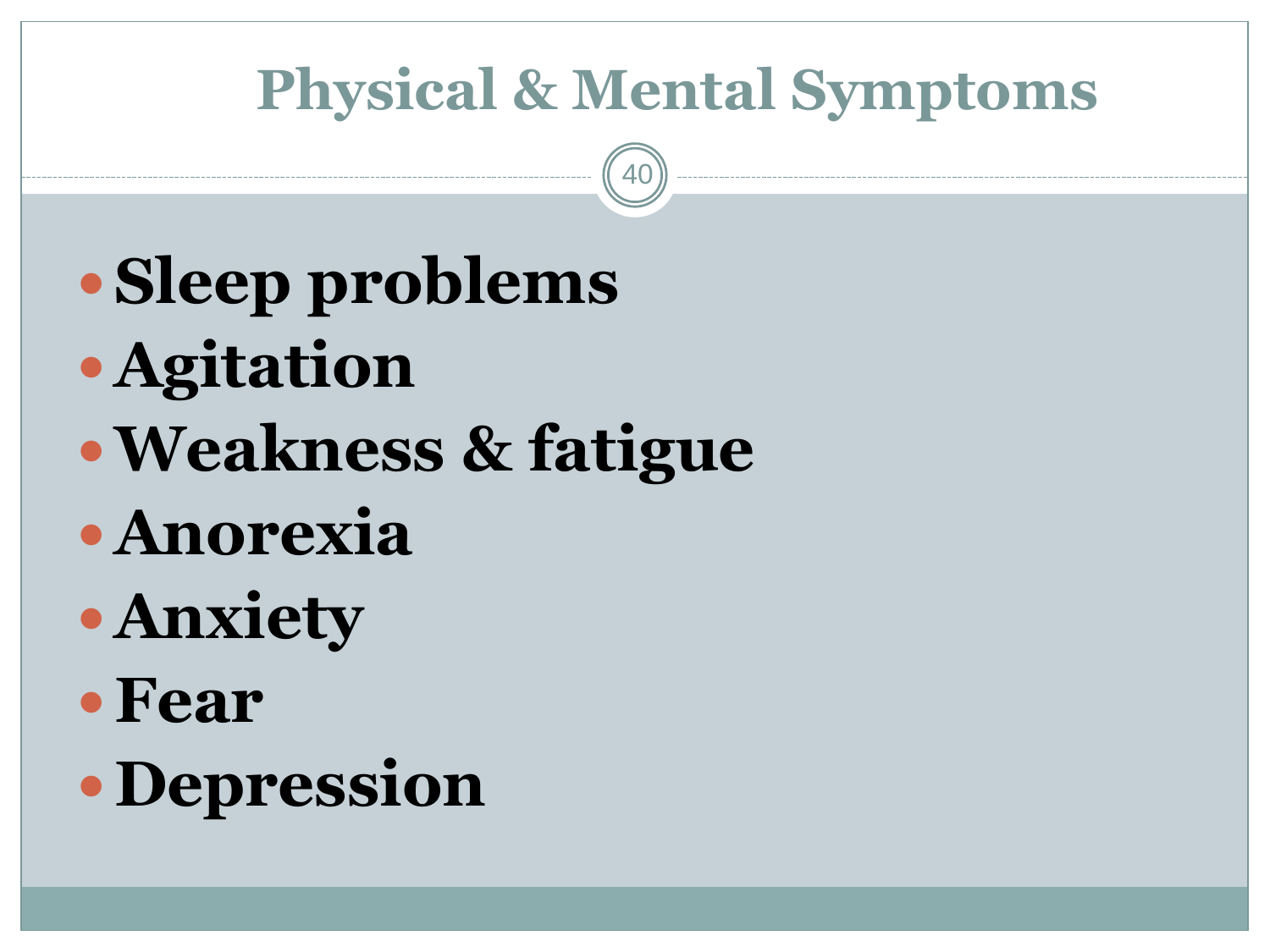# Physical & Mental Symptoms

- **Sleep problems**
- **Agitation**
- **Weakness & fatigue**
- **Anorexia**
- **Anxiety**
- **Fear**
- **Depression**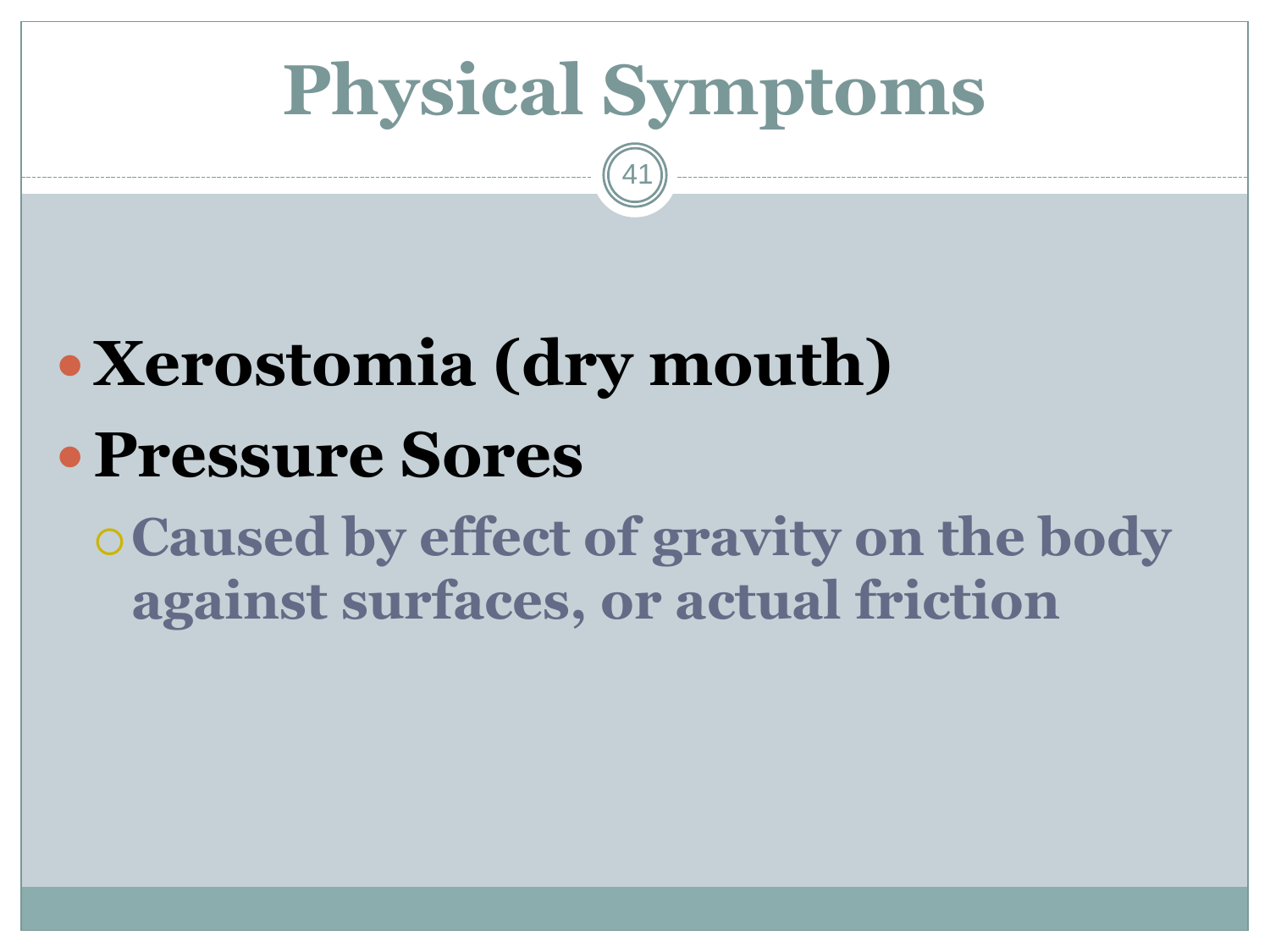# Physical Symptoms

- **Xerostomia (dry mouth)**
- **Pressure Sores**
  - **Caused by effect of gravity on the body against surfaces, or actual friction**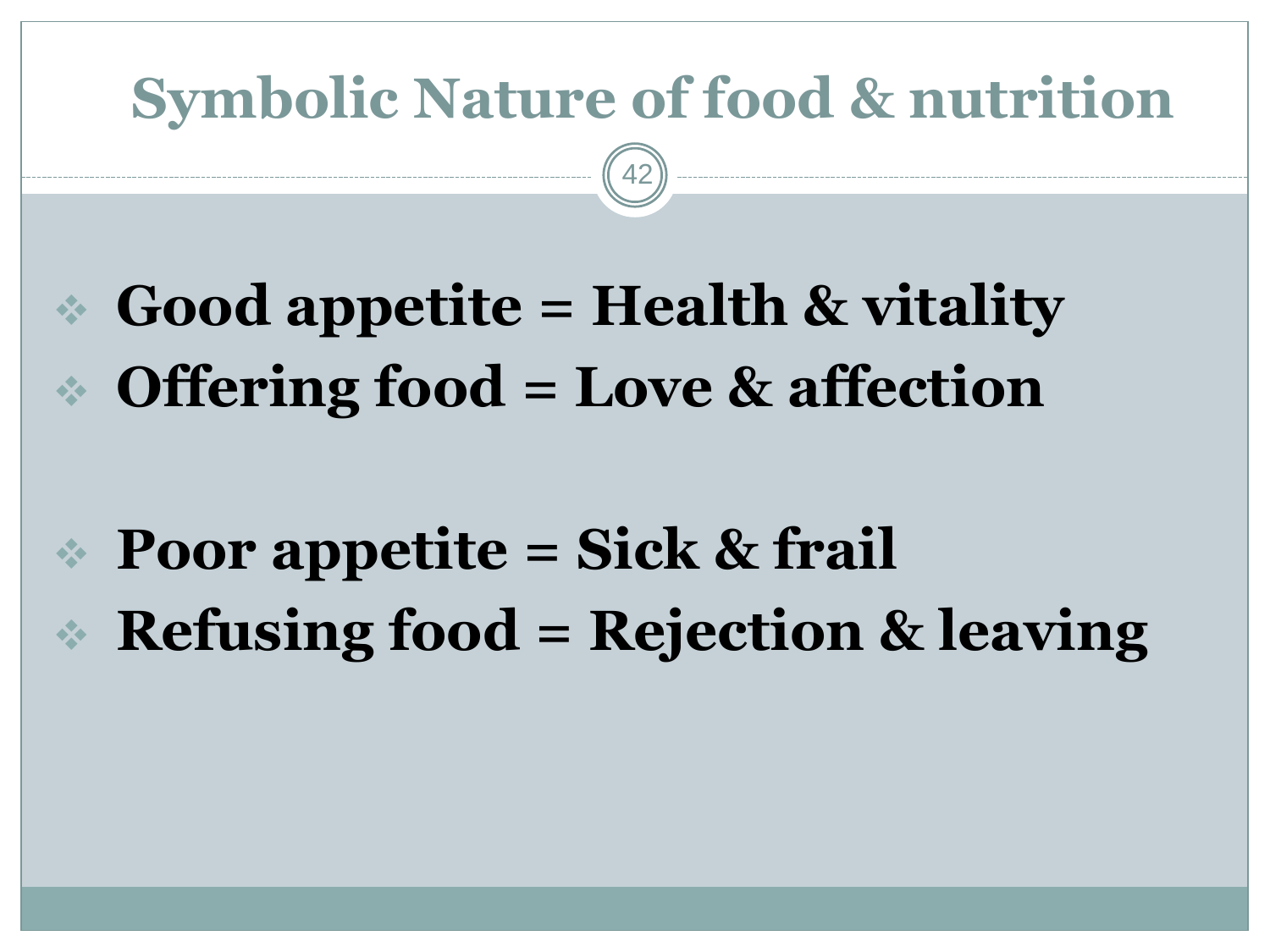# Symbolic Nature of food & nutrition

- **Good appetite = Health & vitality**
- **Offering food = Love & affection**

- **Poor appetite = Sick & frail**
- **Refusing food = Rejection & leaving**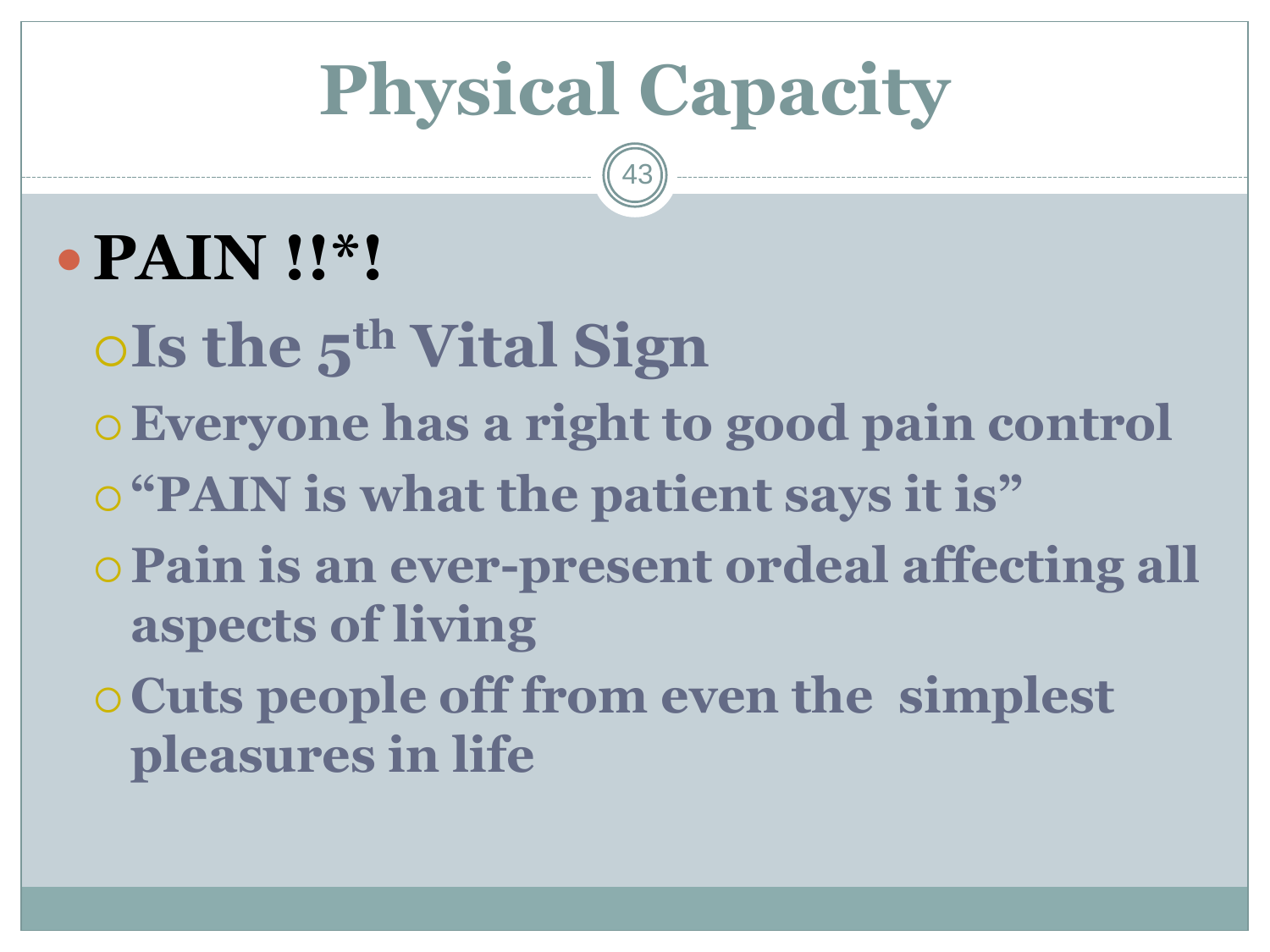# Physical Capacity

- **PAIN !!*!**
  - **Is the 5th Vital Sign**
  - **Everyone has a right to good pain control**
  - **"PAIN is what the patient says it is"**
  - **Pain is an ever-present ordeal affecting all aspects of living**
  - **Cuts people off from even the simplest pleasures in life**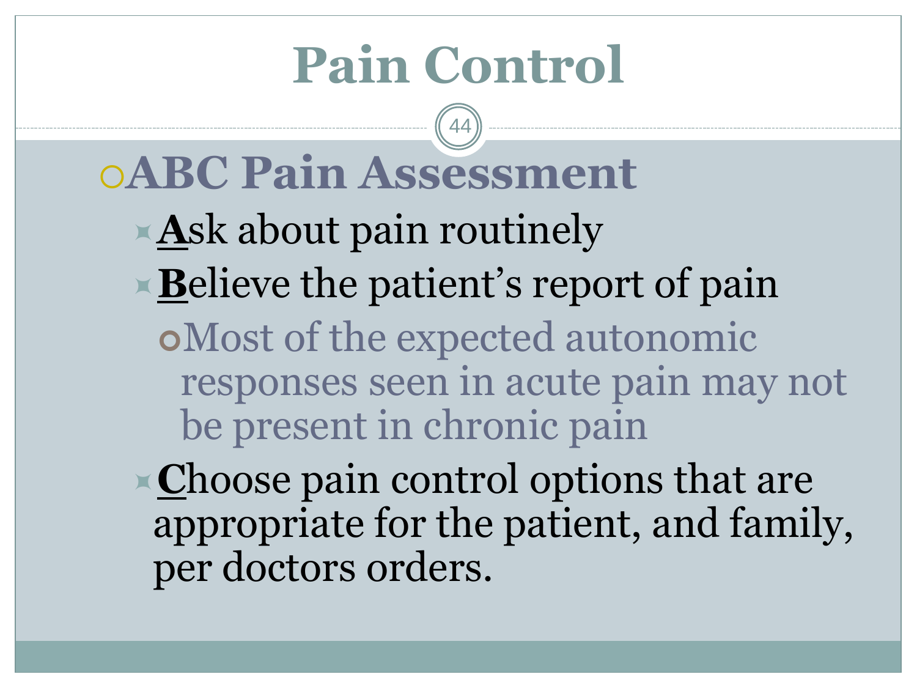# Pain Control

- **ABC Pain Assessment**
  - **<u>A</u>**sk about pain routinely
  - **<u>B</u>**elieve the patient's report of pain
    - Most of the expected autonomic responses seen in acute pain may not be present in chronic pain
  - **<u>C</u>**hoose pain control options that are appropriate for the patient, and family, per doctors orders.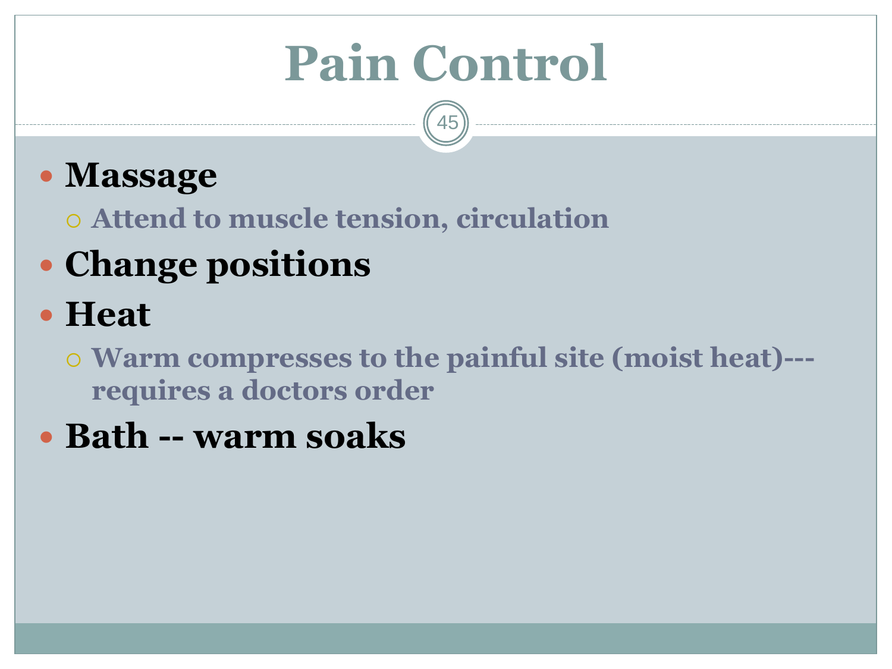# Pain Control

- **Massage**
  - **Attend to muscle tension, circulation**
- **Change positions**
- **Heat**
  - **Warm compresses to the painful site (moist heat)---requires a doctors order**
- **Bath -- warm soaks**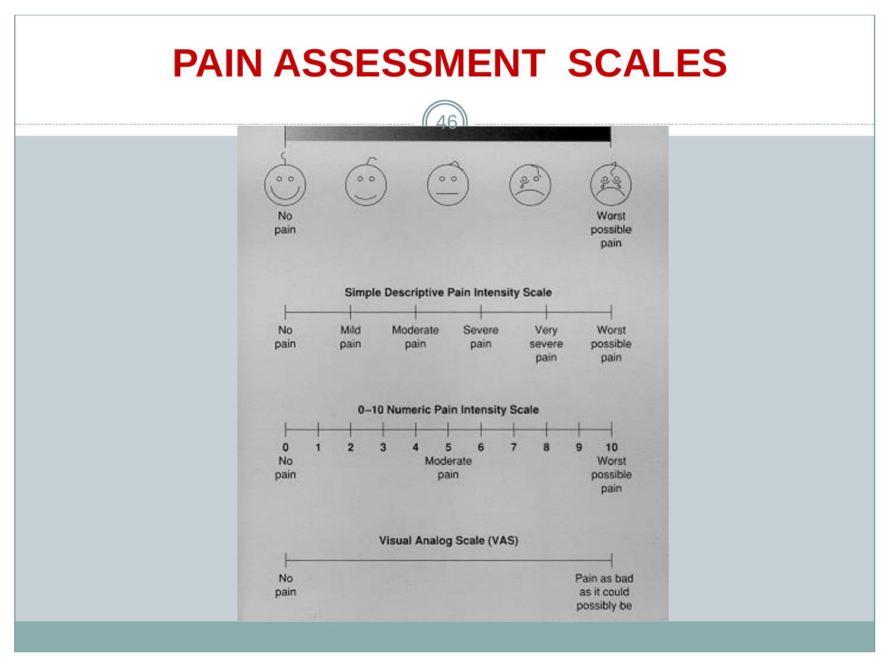# PAIN ASSESSMENT SCALES

No pain — Worst possible pain

**Simple Descriptive Pain Intensity Scale**

No pain — Mild pain — Moderate pain — Severe pain — Very severe pain — Worst possible pain

**0–10 Numeric Pain Intensity Scale**

0 1 2 3 4 5 6 7 8 9 10

0: No pain; 5: Moderate pain; 10: Worst possible pain

**Visual Analog Scale (VAS)**

No pain — Pain as bad as it could possibly be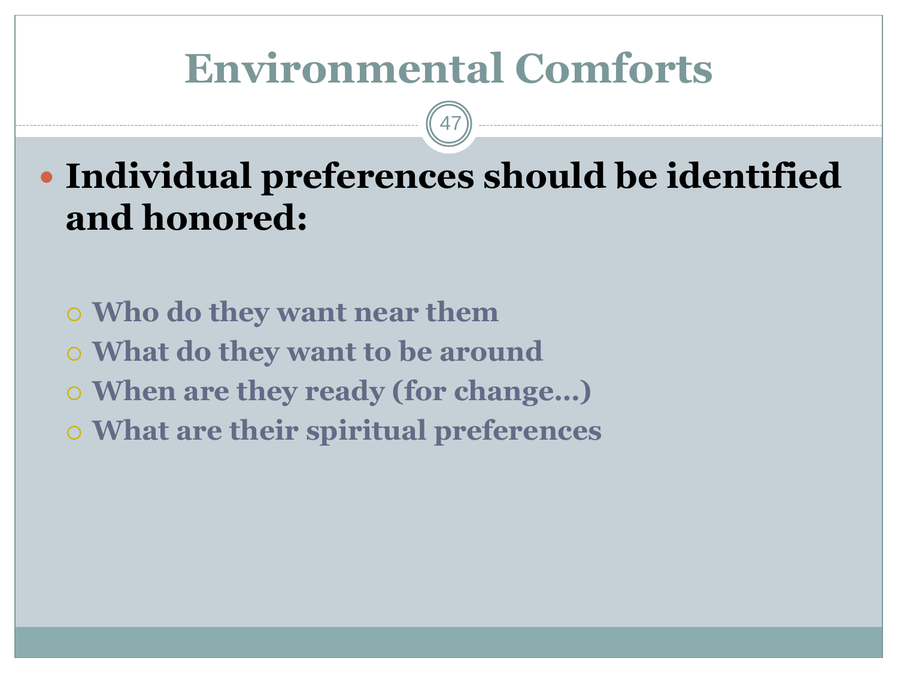# Environmental Comforts

- **Individual preferences should be identified and honored:**
  - **Who do they want near them**
  - **What do they want to be around**
  - **When are they ready (for change…)**
  - **What are their spiritual preferences**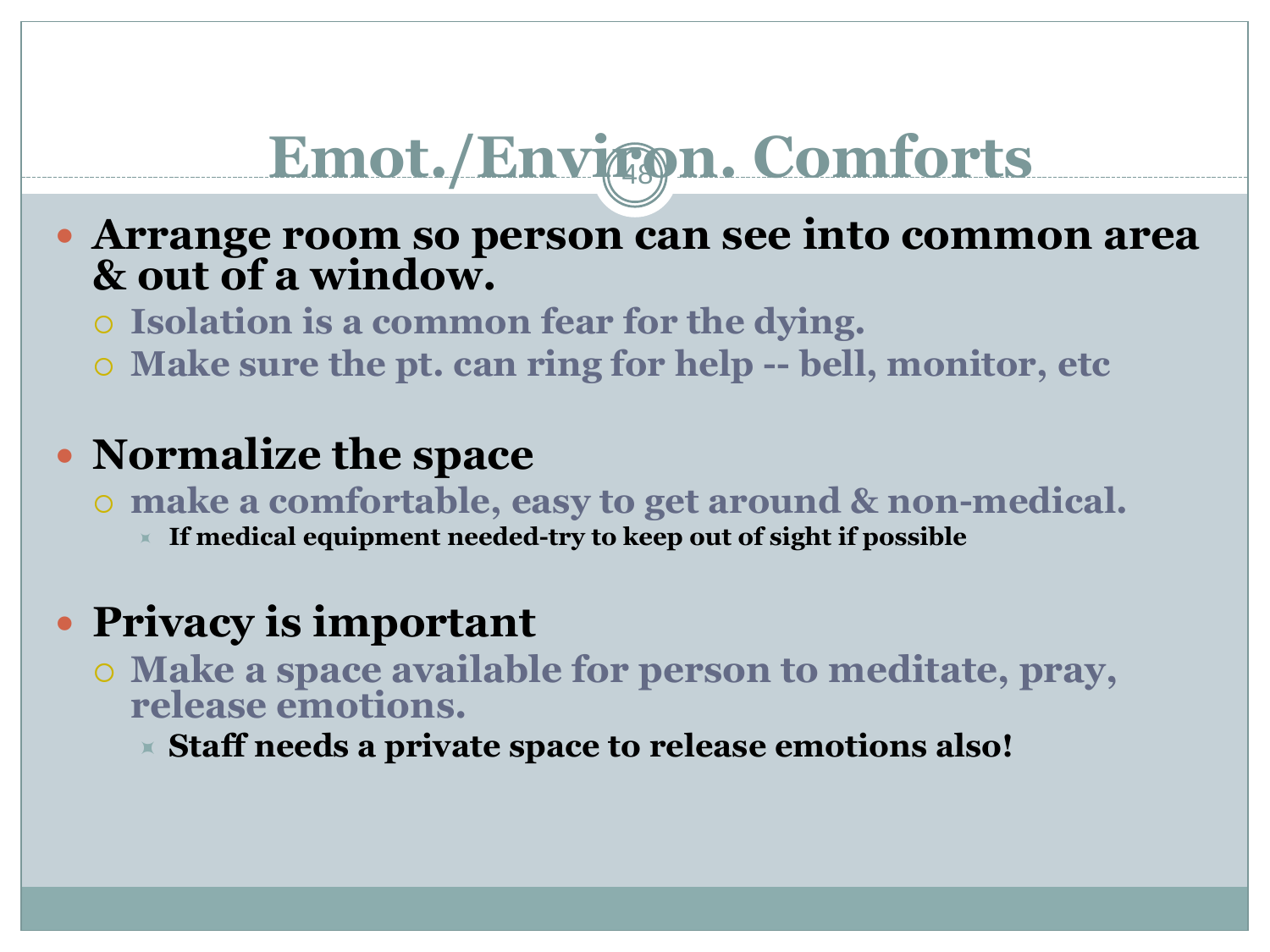# Emot./Environ. Comforts

- **Arrange room so person can see into common area & out of a window.**
  - **Isolation is a common fear for the dying.**
  - **Make sure the pt. can ring for help -- bell, monitor, etc**

- **Normalize the space**
  - **make a comfortable, easy to get around & non-medical.**
    - **If medical equipment needed-try to keep out of sight if possible**

- **Privacy is important**
  - **Make a space available for person to meditate, pray, release emotions.**
    - **Staff needs a private space to release emotions also!**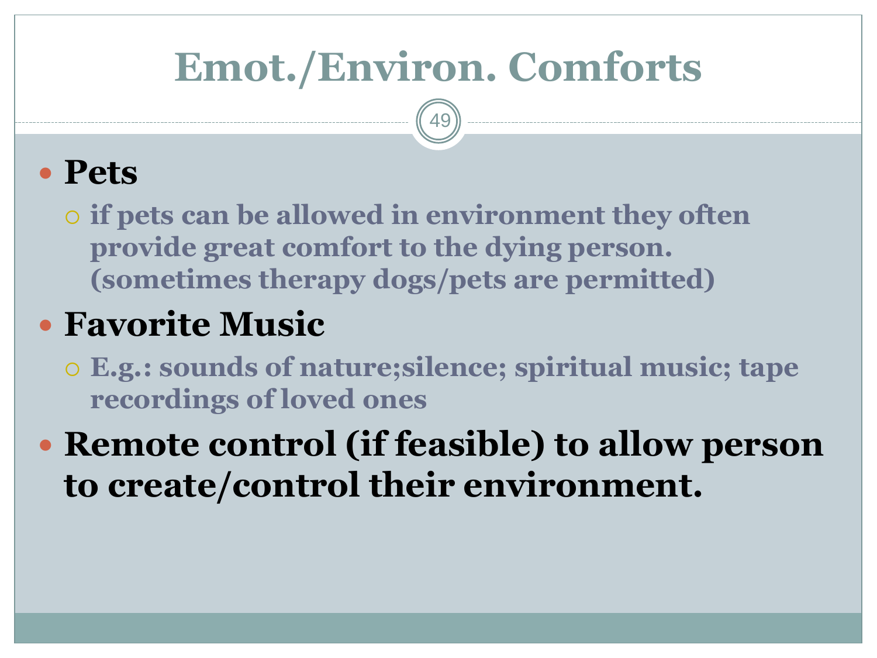# Emot./Environ. Comforts

- **Pets**
  - if pets can be allowed in environment they often provide great comfort to the dying person. (sometimes therapy dogs/pets are permitted)
- **Favorite Music**
  - E.g.: sounds of nature;silence; spiritual music; tape recordings of loved ones
- **Remote control (if feasible) to allow person to create/control their environment.**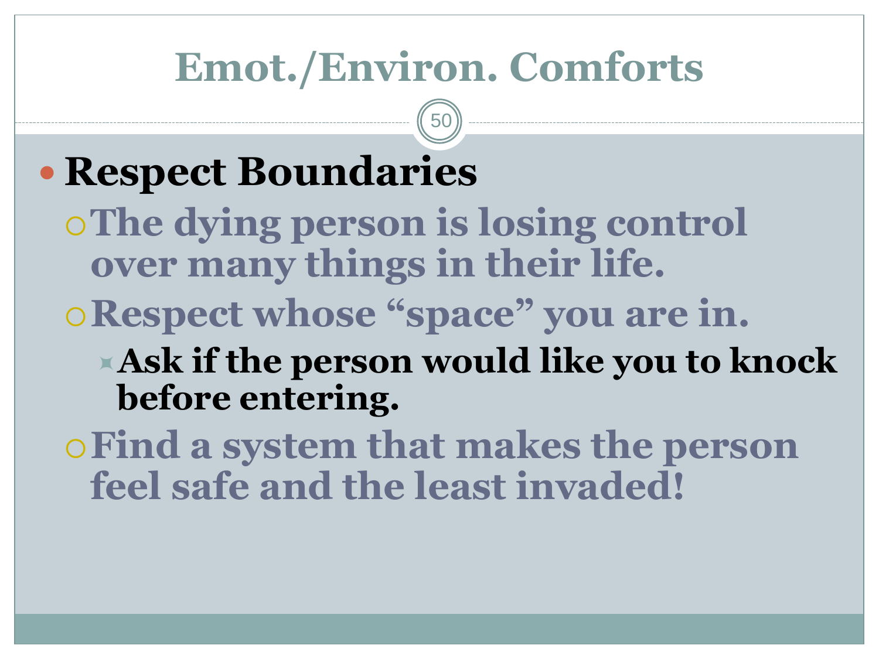# Emot./Environ. Comforts

- **Respect Boundaries**
  - **The dying person is losing control over many things in their life.**
  - **Respect whose "space" you are in.**
    - **Ask if the person would like you to knock before entering.**
  - **Find a system that makes the person feel safe and the least invaded!**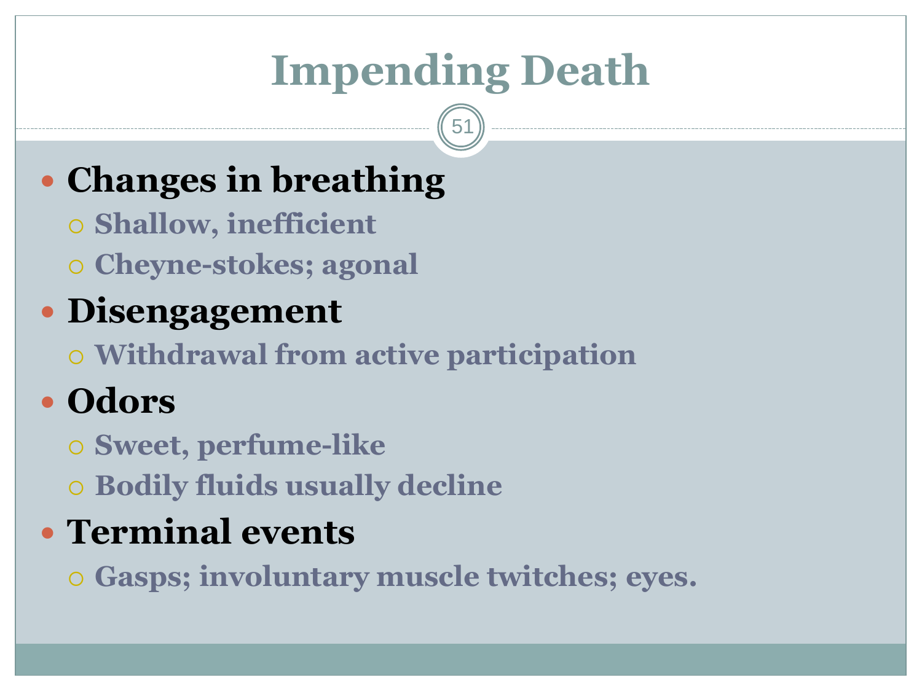# Impending Death

- **Changes in breathing**
  - **Shallow, inefficient**
  - **Cheyne-stokes; agonal**
- **Disengagement**
  - **Withdrawal from active participation**
- **Odors**
  - **Sweet, perfume-like**
  - **Bodily fluids usually decline**
- **Terminal events**
  - **Gasps; involuntary muscle twitches; eyes.**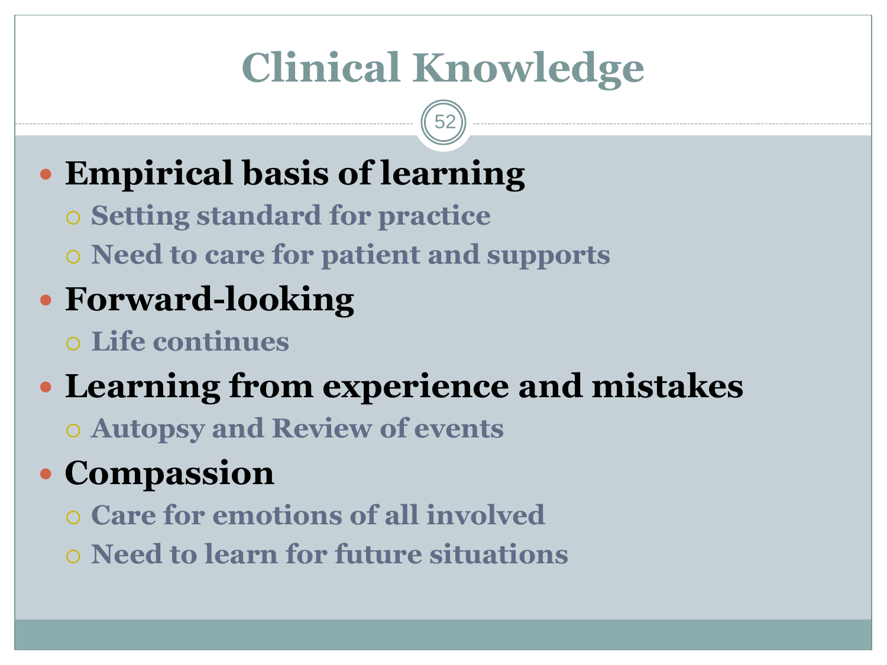# Clinical Knowledge

- **Empirical basis of learning**
  - **Setting standard for practice**
  - **Need to care for patient and supports**
- **Forward-looking**
  - **Life continues**
- **Learning from experience and mistakes**
  - **Autopsy and Review of events**
- **Compassion**
  - **Care for emotions of all involved**
  - **Need to learn for future situations**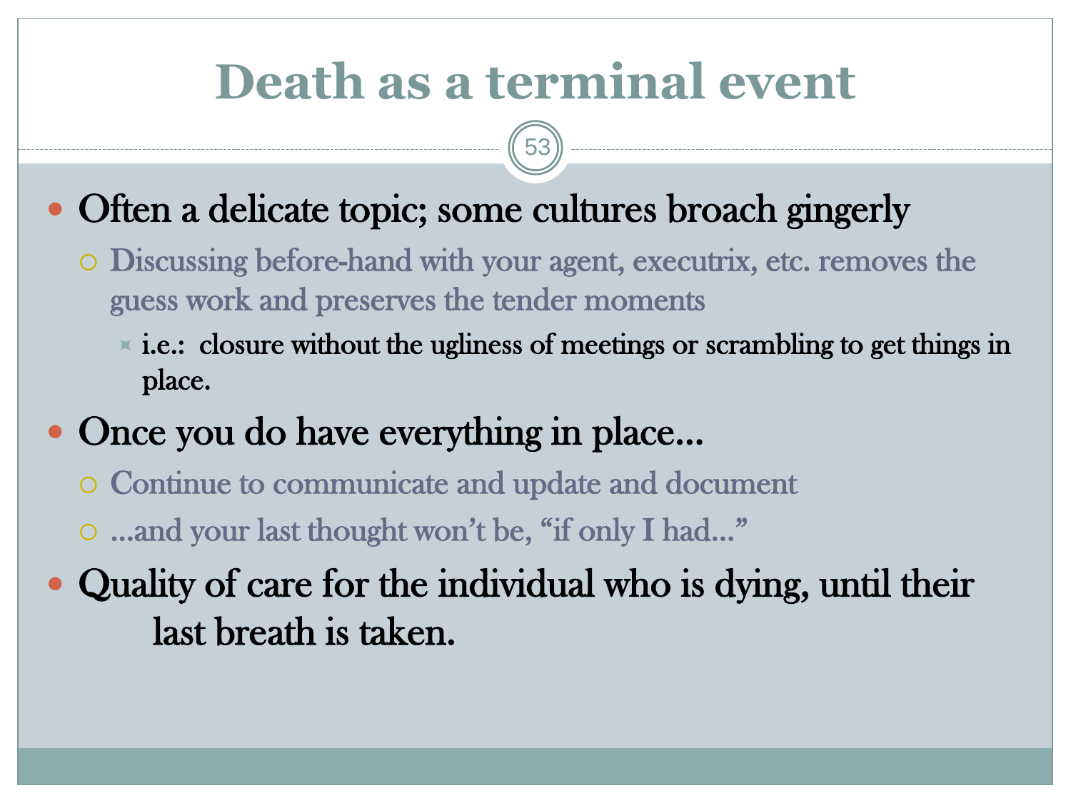# Death as a terminal event

- Often a delicate topic; some cultures broach gingerly
  - Discussing before-hand with your agent, executrix, etc. removes the guess work and preserves the tender moments
    - i.e.: closure without the ugliness of meetings or scrambling to get things in place.
- Once you do have everything in place…
  - Continue to communicate and update and document
  - …and your last thought won't be, "if only I had…"
- Quality of care for the individual who is dying, until their last breath is taken.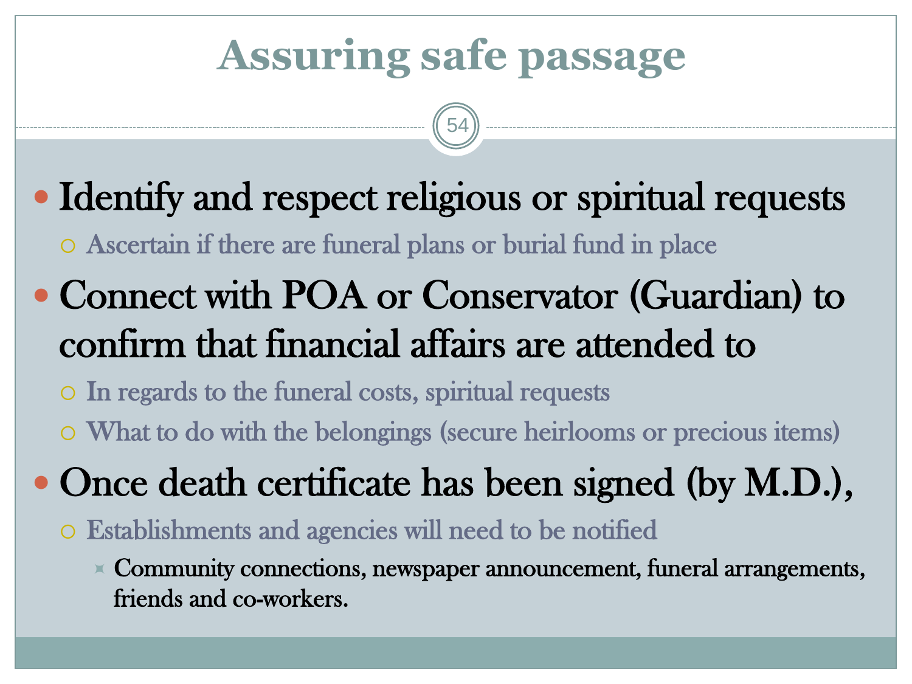# Assuring safe passage

- Identify and respect religious or spiritual requests
  - Ascertain if there are funeral plans or burial fund in place
- Connect with POA or Conservator (Guardian) to confirm that financial affairs are attended to
  - In regards to the funeral costs, spiritual requests
  - What to do with the belongings (secure heirlooms or precious items)
- Once death certificate has been signed (by M.D.),
  - Establishments and agencies will need to be notified
    - Community connections, newspaper announcement, funeral arrangements, friends and co-workers.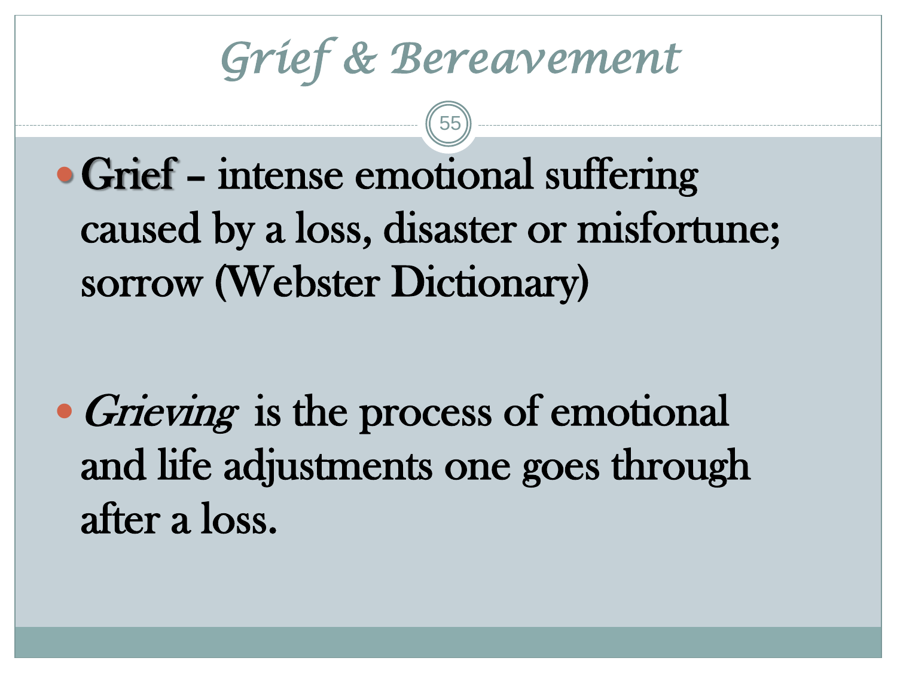# Grief & Bereavement

- **Grief** – intense emotional suffering caused by a loss, disaster or misfortune; sorrow (Webster Dictionary)

- *Grieving* is the process of emotional and life adjustments one goes through after a loss.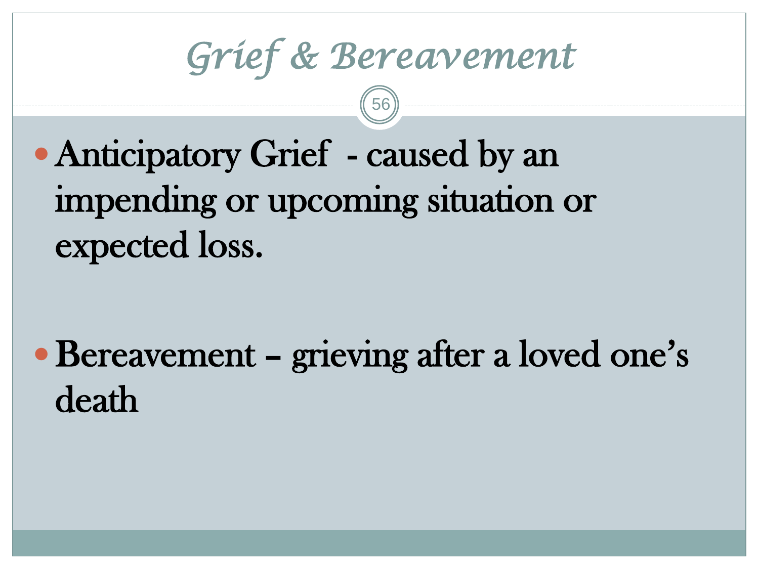# Grief & Bereavement

- Anticipatory Grief - caused by an impending or upcoming situation or expected loss.

- Bereavement – grieving after a loved one's death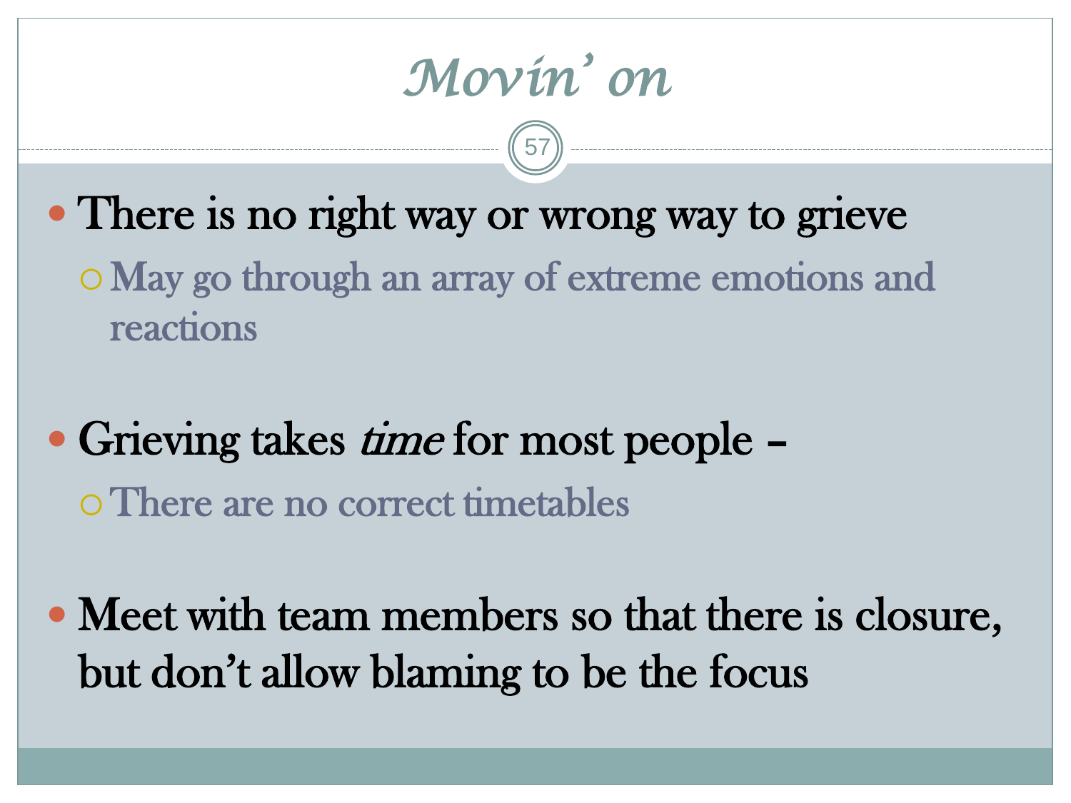# *Movin' on*

- There is no right way or wrong way to grieve
  - May go through an array of extreme emotions and reactions

- Grieving takes *time* for most people –
  - There are no correct timetables

- Meet with team members so that there is closure, but don't allow blaming to be the focus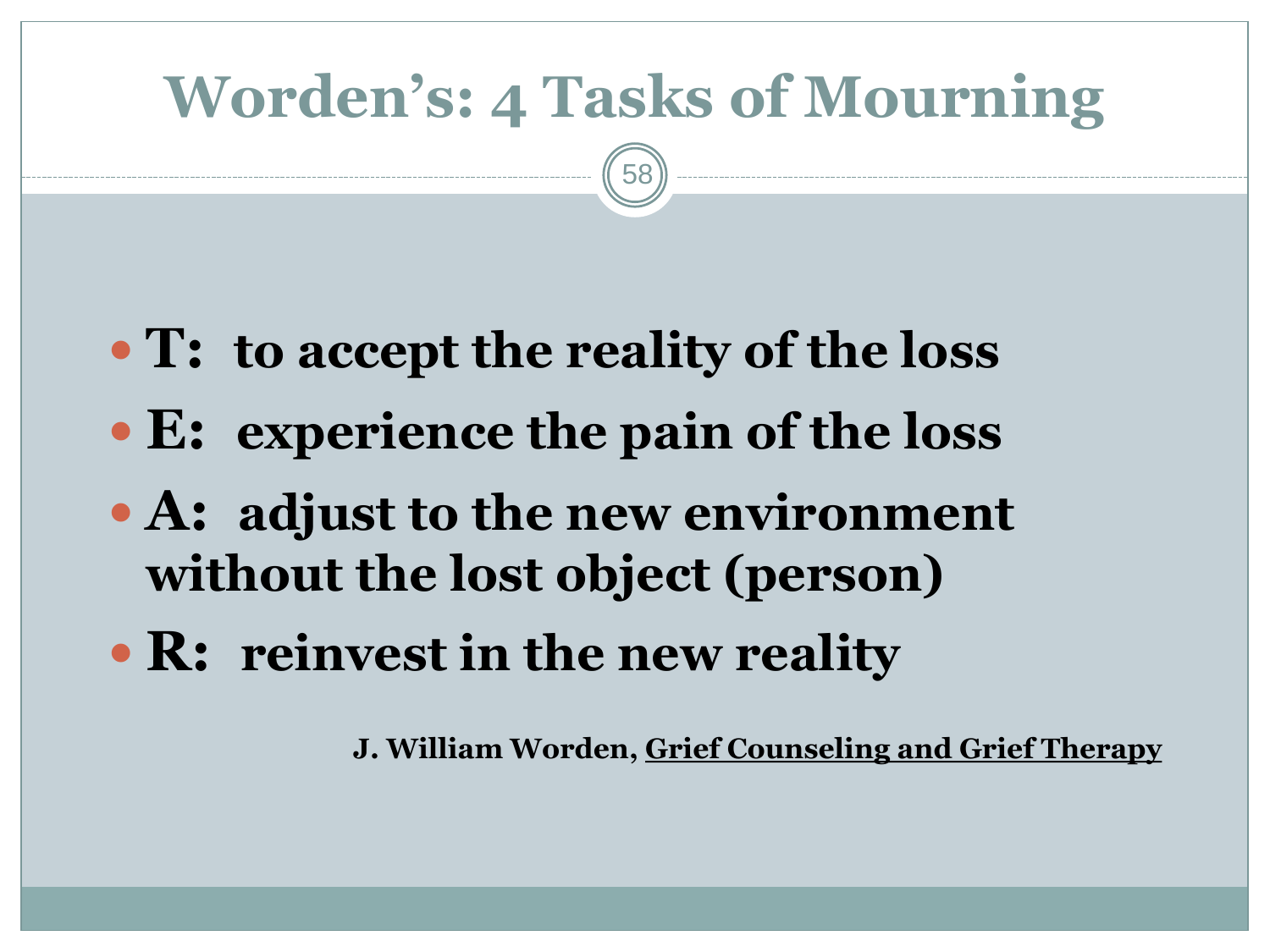# Worden's: 4 Tasks of Mourning

- **T: to accept the reality of the loss**
- **E: experience the pain of the loss**
- **A: adjust to the new environment without the lost object (person)**
- **R: reinvest in the new reality**

**J. William Worden, Grief Counseling and Grief Therapy**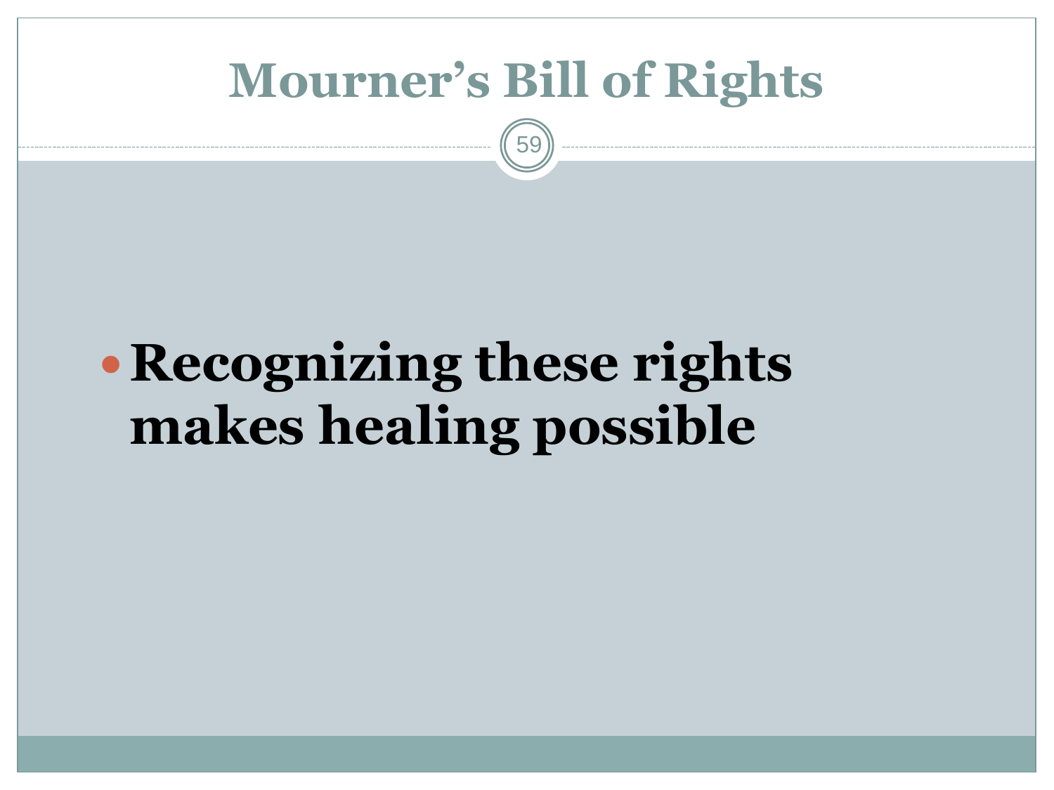# Mourner's Bill of Rights

- **Recognizing these rights makes healing possible**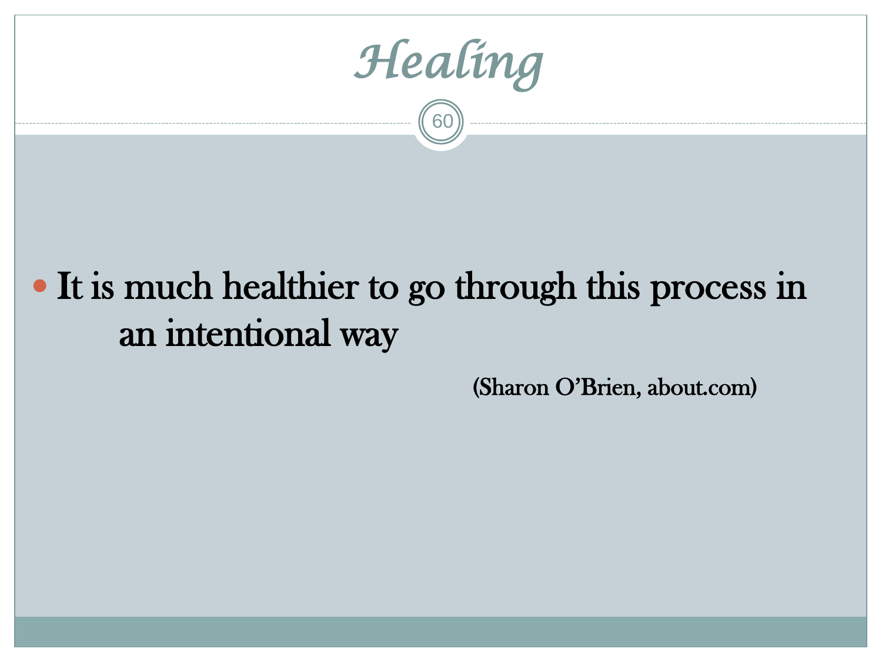# Healing

- It is much healthier to go through this process in an intentional way

(Sharon O'Brien, about.com)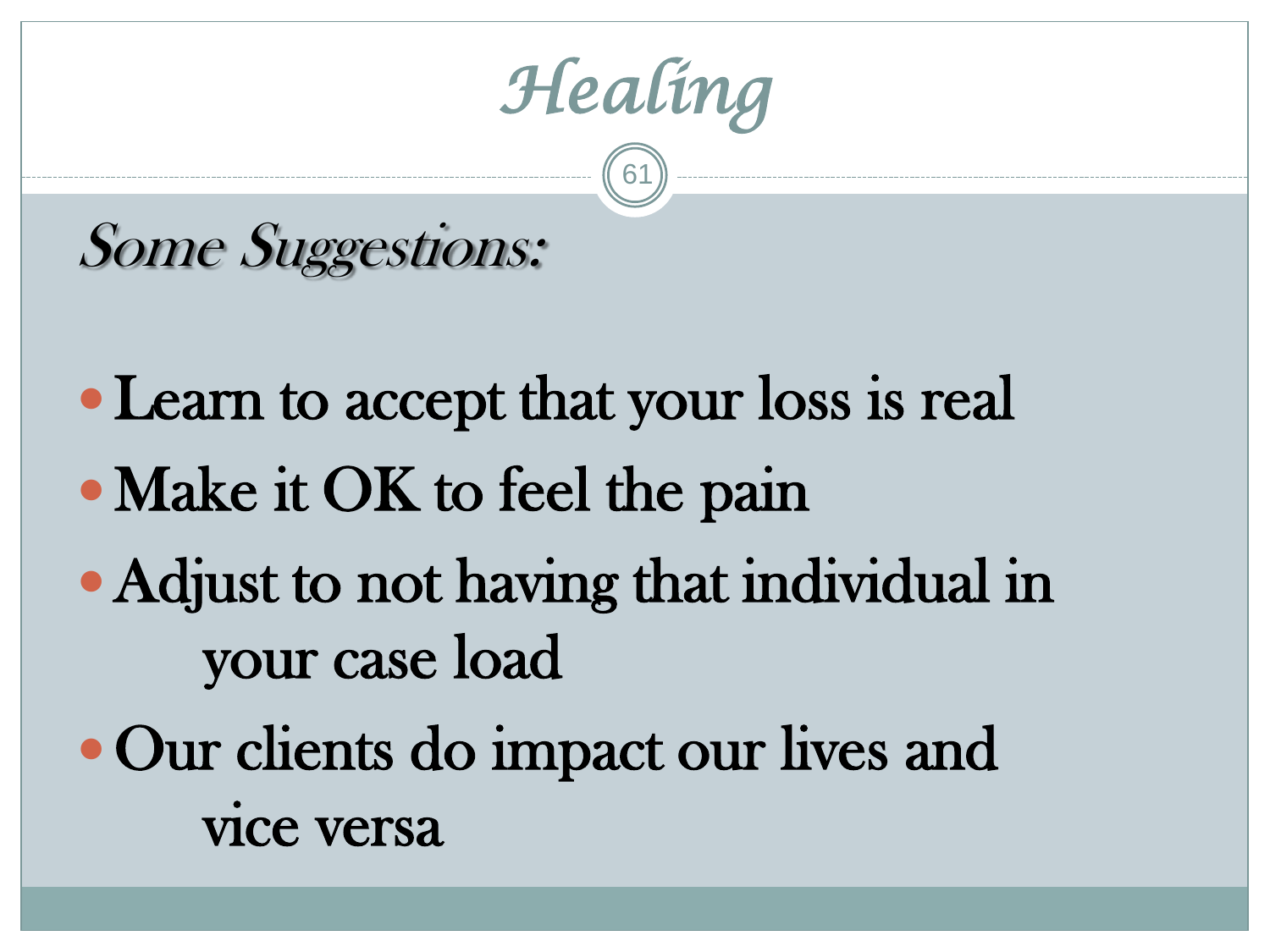# Healing

*Some Suggestions:*

- Learn to accept that your loss is real
- Make it OK to feel the pain
- Adjust to not having that individual in your case load
- Our clients do impact our lives and vice versa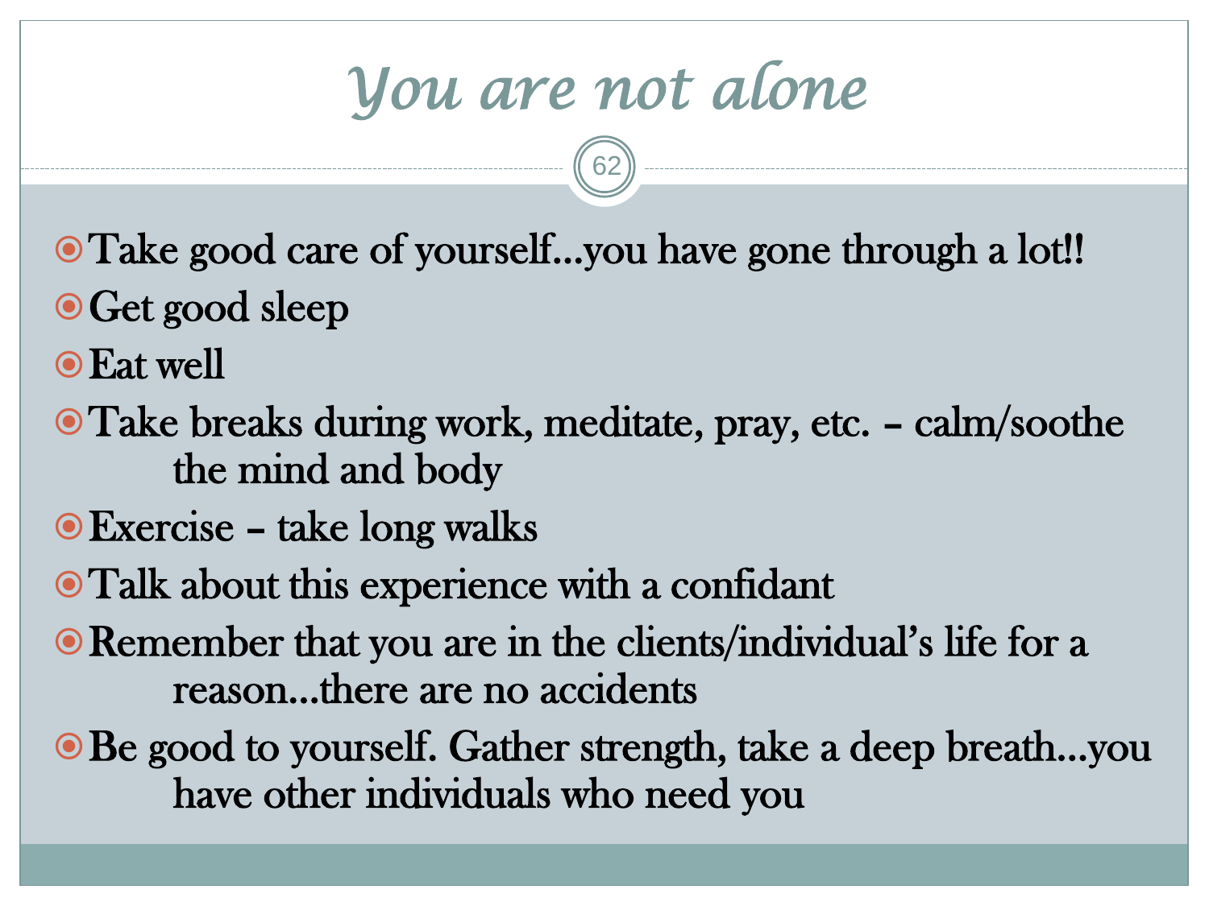# You are not alone

- Take good care of yourself...you have gone through a lot!!
- Get good sleep
- Eat well
- Take breaks during work, meditate, pray, etc. – calm/soothe the mind and body
- Exercise – take long walks
- Talk about this experience with a confidant
- Remember that you are in the clients/individual's life for a reason...there are no accidents
- Be good to yourself. Gather strength, take a deep breath...you have other individuals who need you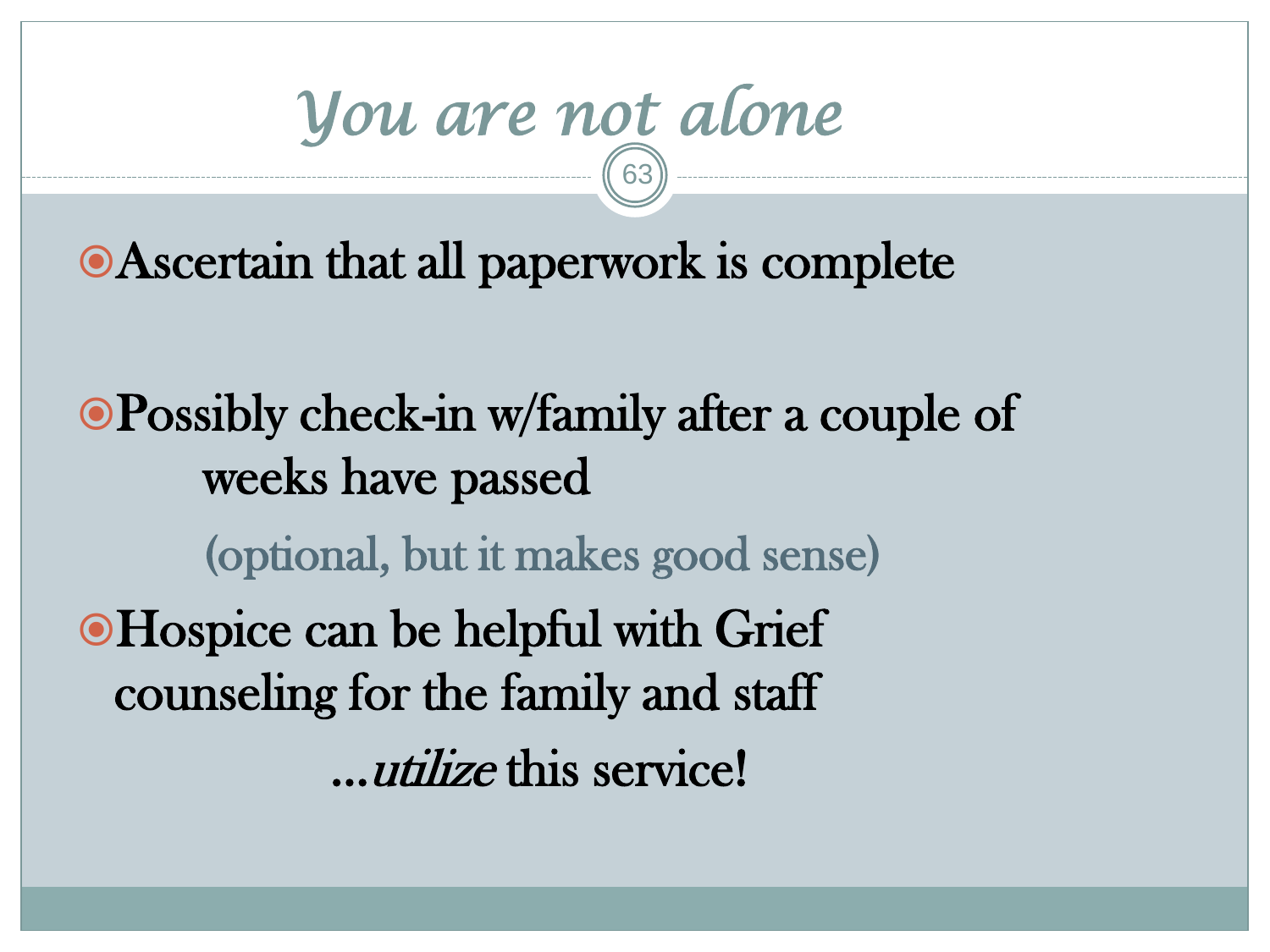# *You are not alone*

- Ascertain that all paperwork is complete

- Possibly check-in w/family after a couple of weeks have passed

  (optional, but it makes good sense)

- Hospice can be helpful with Grief counseling for the family and staff

  …*utilize* this service!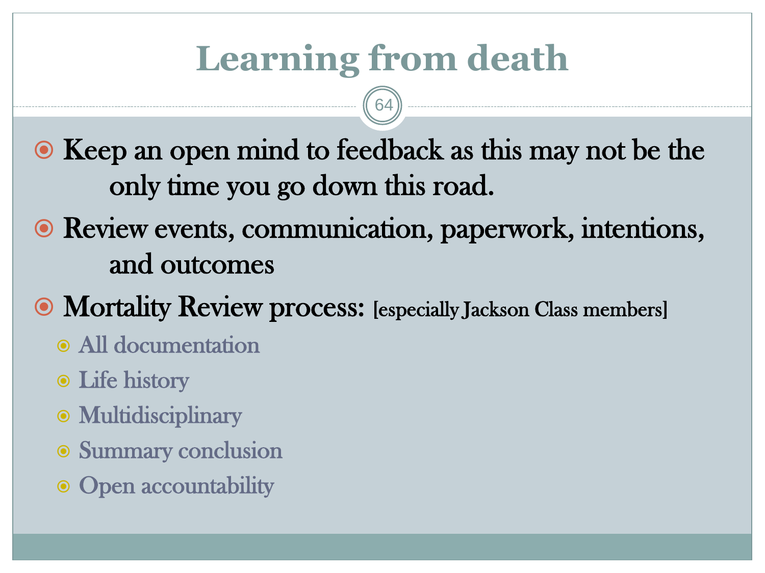# Learning from death

- Keep an open mind to feedback as this may not be the only time you go down this road.
- Review events, communication, paperwork, intentions, and outcomes
- Mortality Review process: [especially Jackson Class members]
  - All documentation
  - Life history
  - Multidisciplinary
  - Summary conclusion
  - Open accountability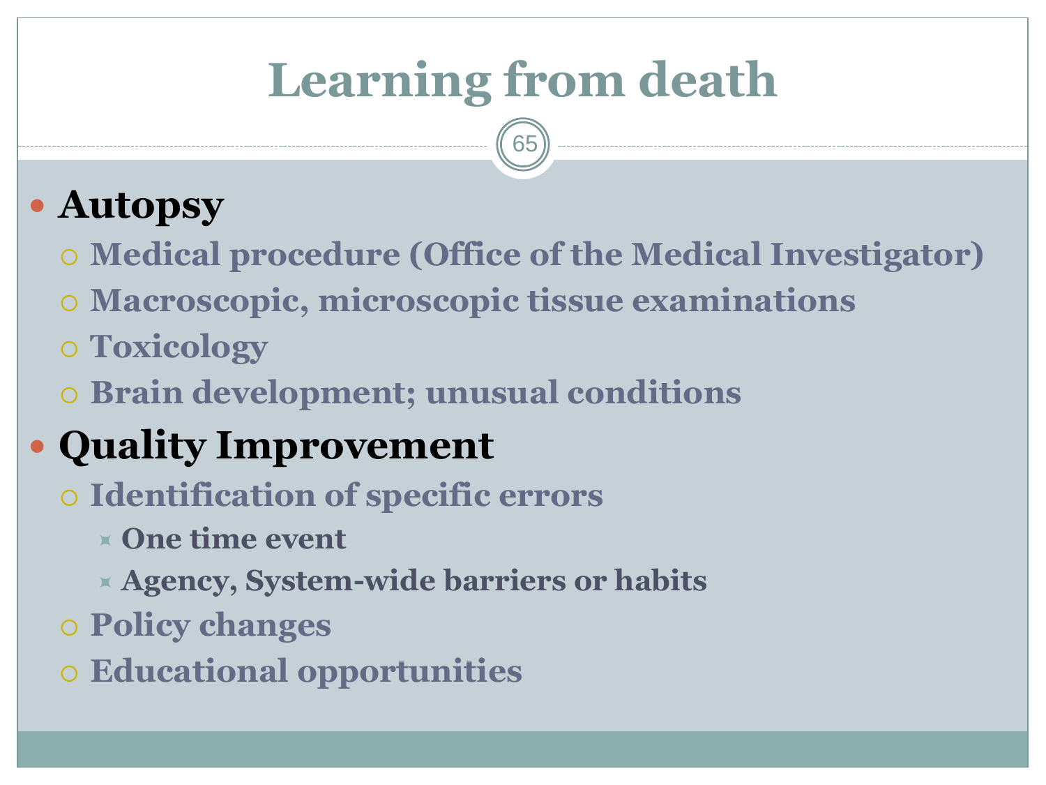# Learning from death

- **Autopsy**
  - **Medical procedure (Office of the Medical Investigator)**
  - **Macroscopic, microscopic tissue examinations**
  - **Toxicology**
  - **Brain development; unusual conditions**
- **Quality Improvement**
  - **Identification of specific errors**
    - **One time event**
    - **Agency, System-wide barriers or habits**
  - **Policy changes**
  - **Educational opportunities**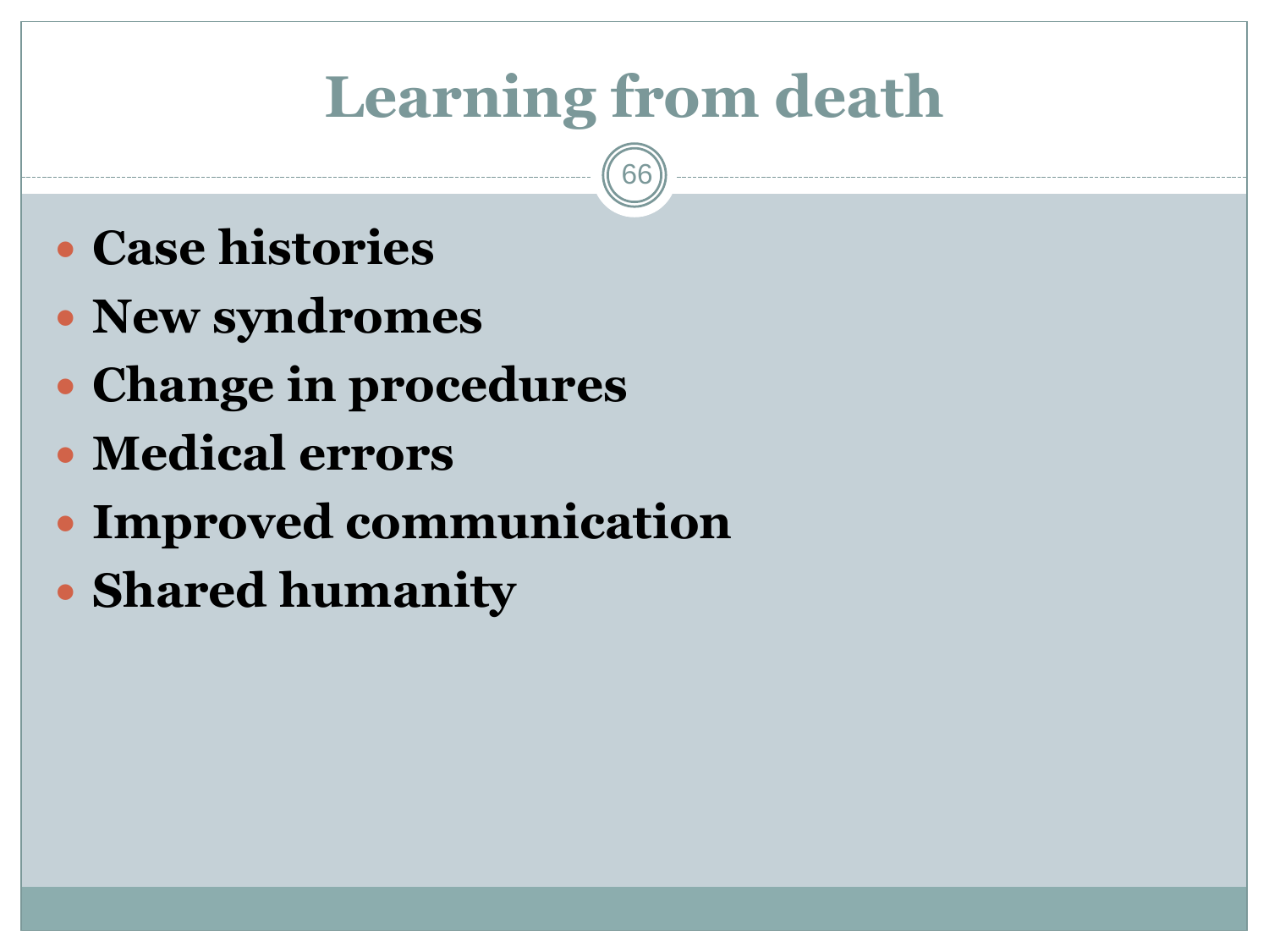# Learning from death

- **Case histories**
- **New syndromes**
- **Change in procedures**
- **Medical errors**
- **Improved communication**
- **Shared humanity**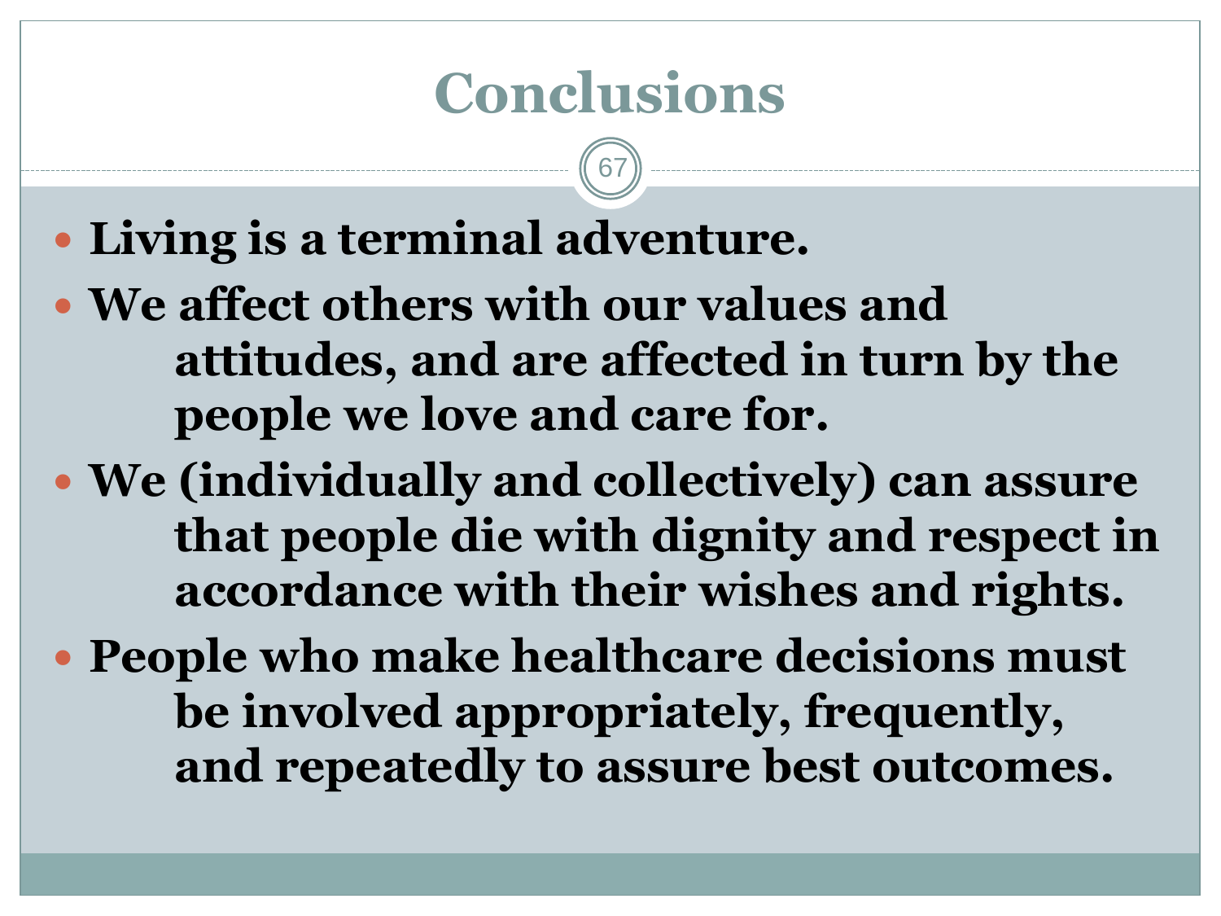# Conclusions

- **Living is a terminal adventure.**
- **We affect others with our values and attitudes, and are affected in turn by the people we love and care for.**
- **We (individually and collectively) can assure that people die with dignity and respect in accordance with their wishes and rights.**
- **People who make healthcare decisions must be involved appropriately, frequently, and repeatedly to assure best outcomes.**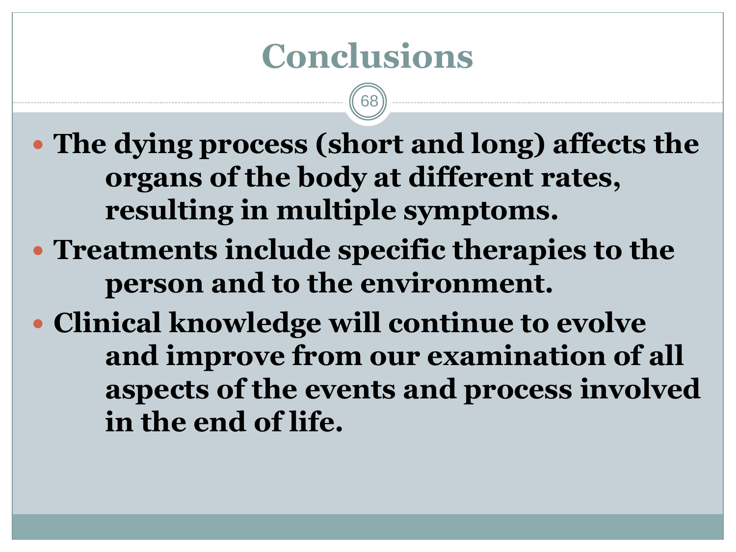# Conclusions

- **The dying process (short and long) affects the organs of the body at different rates, resulting in multiple symptoms.**
- **Treatments include specific therapies to the person and to the environment.**
- **Clinical knowledge will continue to evolve and improve from our examination of all aspects of the events and process involved in the end of life.**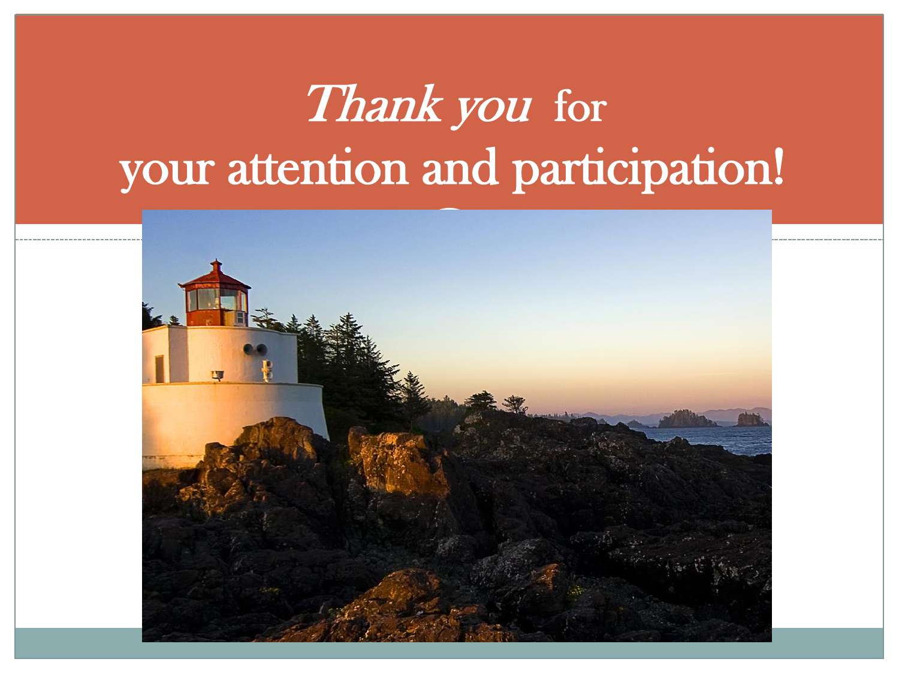# *Thank you* for your attention and participation!